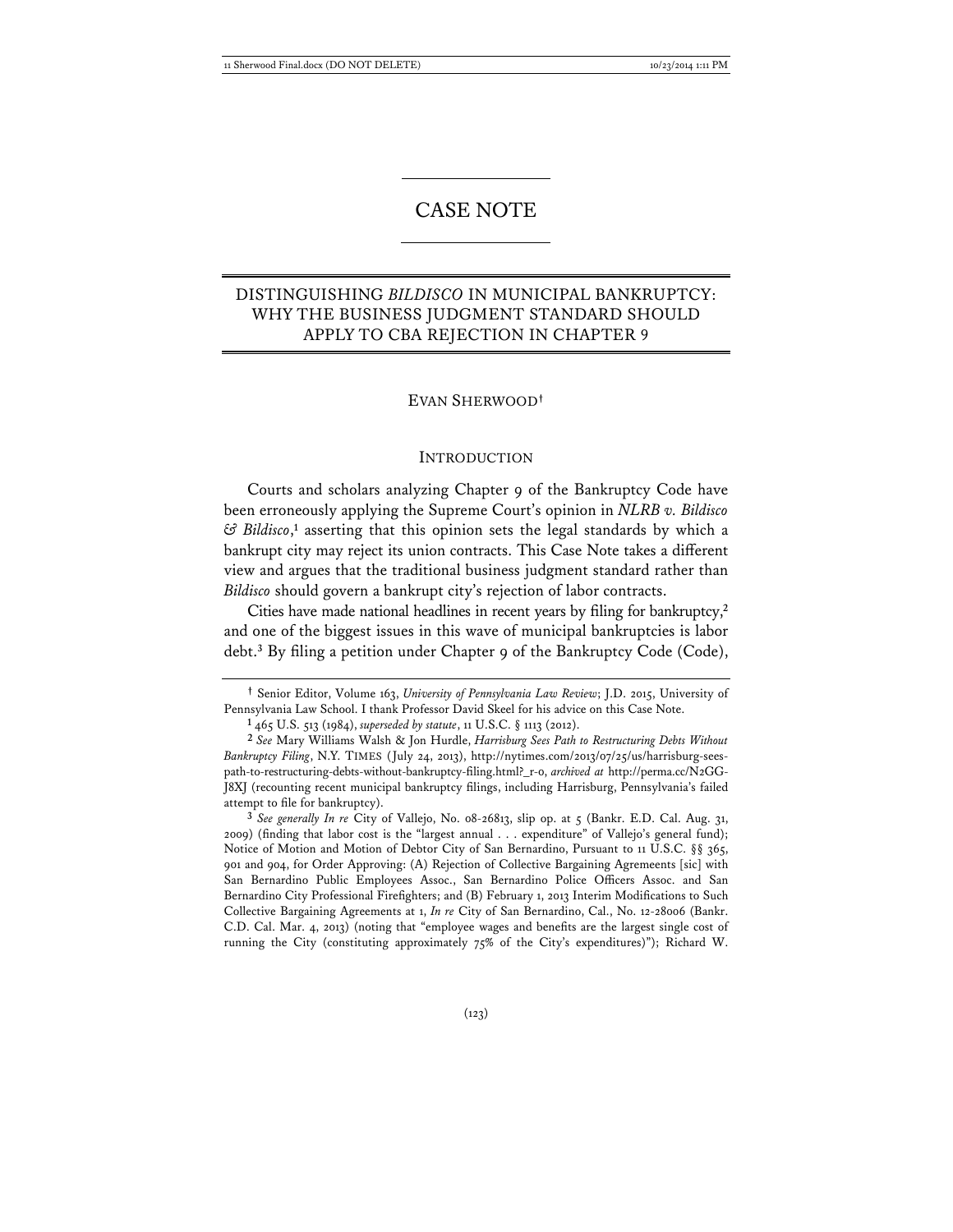# CASE NOTE

## DISTINGUISHING *BILDISCO* IN MUNICIPAL BANKRUPTCY: WHY THE BUSINESS JUDGMENT STANDARD SHOULD APPLY TO CBA REJECTION IN CHAPTER 9

EVAN SHERWOOD†

### INTRODUCTION

Courts and scholars analyzing Chapter 9 of the Bankruptcy Code have been erroneously applying the Supreme Court's opinion in *NLRB v. Bildisco & Bildisco*,[1] asserting that this opinion sets the legal standards by which a bankrupt city may reject its union contracts. This Case Note takes a different view and argues that the traditional business judgment standard rather than *Bildisco* should govern a bankrupt city's rejection of labor contracts.

Cities have made national headlines in recent years by filing for bankruptcy,[2] and one of the biggest issues in this wave of municipal bankruptcies is labor debt.[3] By filing a petition under Chapter 9 of the Bankruptcy Code (Code),

---

† Senior Editor, Volume 163, *University of Pennsylvania Law Review*; J.D. 2015, University of Pennsylvania Law School. I thank Professor David Skeel for his advice on this Case Note.

[1] 465 U.S. 513 (1984), *superseded by statute*, 11 U.S.C. § 1113 (2012).

[2] *See* Mary Williams Walsh & Jon Hurdle, *Harrisburg Sees Path to Restructuring Debts Without Bankruptcy Filing*, N.Y. TIMES (July 24, 2013), http://nytimes.com/2013/07/25/harrisburg-sees-path-to-restructuring-debts-without-bankruptcy-filing.html?_r-0, *archived at* http://perma.cc/N2GG-J8XJ (recounting recent municipal bankruptcy filings, including Harrisburg, Pennsylvania's failed attempt to file for bankruptcy).

[3] *See generally In re* City of Vallejo, No. 08-26813, slip op. at 5 (Bankr. E.D. Cal. Aug. 31, 2009) (finding that labor cost is the "largest annual . . . expenditure" of Vallejo's general fund); Notice of Motion and Motion of Debtor City of San Bernardino, Pursuant to 11 U.S.C. §§ 365, 901 and 904, for Order Approving: (A) Rejection of Collective Bargaining Agremeents [sic] with San Bernardino Public Employees Assoc., San Bernardino Police Officers Assoc. and San Bernardino City Professional Firefighters; and (B) February 1, 2013 Interim Modifications to Such Collective Bargaining Agreements at 1, *In re* City of San Bernardino, Cal., No. 12-28006 (Bankr. C.D. Cal. Mar. 4, 2013) (noting that "employee wages and benefits are the largest single cost of running the City (constituting approximately 75% of the City's expenditures)"); Richard W.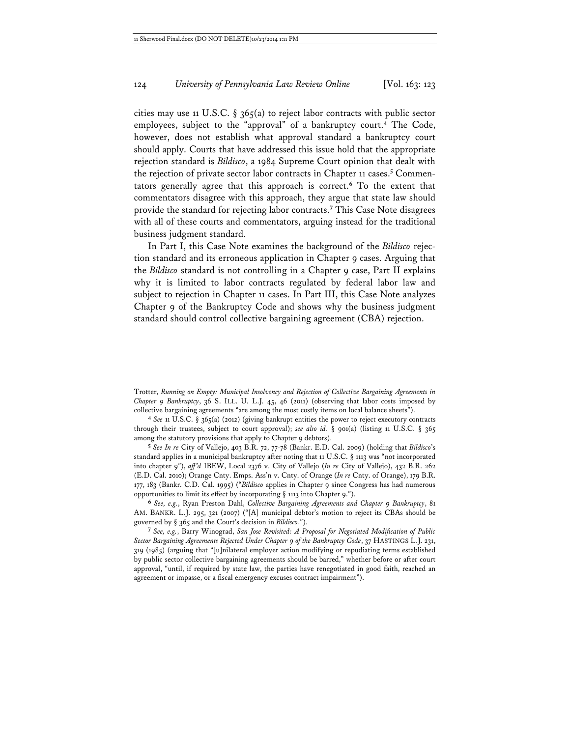cities may use 11 U.S.C. § 365(a) to reject labor contracts with public sector employees, subject to the "approval" of a bankruptcy court.[4] The Code, however, does not establish what approval standard a bankruptcy court should apply. Courts that have addressed this issue hold that the appropriate rejection standard is *Bildisco*, a 1984 Supreme Court opinion that dealt with the rejection of private sector labor contracts in Chapter 11 cases.[5] Commentators generally agree that this approach is correct.[6] To the extent that commentators disagree with this approach, they argue that state law should provide the standard for rejecting labor contracts.[7] This Case Note disagrees with all of these courts and commentators, arguing instead for the traditional business judgment standard.

In Part I, this Case Note examines the background of the *Bildisco* rejection standard and its erroneous application in Chapter 9 cases. Arguing that the *Bildisco* standard is not controlling in a Chapter 9 case, Part II explains why it is limited to labor contracts regulated by federal labor law and subject to rejection in Chapter 11 cases. In Part III, this Case Note analyzes Chapter 9 of the Bankruptcy Code and shows why the business judgment standard should control collective bargaining agreement (CBA) rejection.

---

Trotter, *Running on Empty: Municipal Insolvency and Rejection of Collective Bargaining Agreements in Chapter 9 Bankruptcy*, 36 S. ILL. U. L.J. 45, 46 (2011) (observing that labor costs imposed by collective bargaining agreements "are among the most costly items on local balance sheets").

[4] *See* 11 U.S.C. § 365(a) (2012) (giving bankrupt entities the power to reject executory contracts through their trustees, subject to court approval); *see also id.* § 901(a) (listing 11 U.S.C. § 365 among the statutory provisions that apply to Chapter 9 debtors).

[5] *See In re* City of Vallejo, 403 B.R. 72, 77-78 (Bankr. E.D. Cal. 2009) (holding that *Bildisco*'s standard applies in a municipal bankruptcy after noting that 11 U.S.C. § 1113 was "not incorporated into chapter 9"), *aff'd* IBEW, Local 2376 v. City of Vallejo (*In re* City of Vallejo), 432 B.R. 262 (E.D. Cal. 2010); Orange Cnty. Emps. Ass'n v. Cnty. of Orange (*In re* Cnty. of Orange), 179 B.R. 177, 183 (Bankr. C.D. Cal. 1995) ("*Bildisco* applies in Chapter 9 since Congress has had numerous opportunities to limit its effect by incorporating § 1113 into Chapter 9.").

[6] *See, e.g.*, Ryan Preston Dahl, *Collective Bargaining Agreements and Chapter 9 Bankruptcy*, 81 AM. BANKR. L.J. 295, 321 (2007) ("[A] municipal debtor's motion to reject its CBAs should be governed by § 365 and the Court's decision in *Bildisco*.").

[7] *See, e.g.*, Barry Winograd, *San Jose Revisited: A Proposal for Negotiated Modification of Public Sector Bargaining Agreements Rejected Under Chapter 9 of the Bankruptcy Code*, 37 HASTINGS L.J. 231, 319 (1985) (arguing that "[u]nilateral employer action modifying or repudiating terms established by public sector collective bargaining agreements should be barred," whether before or after court approval, "until, if required by state law, the parties have renegotiated in good faith, reached an agreement or impasse, or a fiscal emergency excuses contract impairment").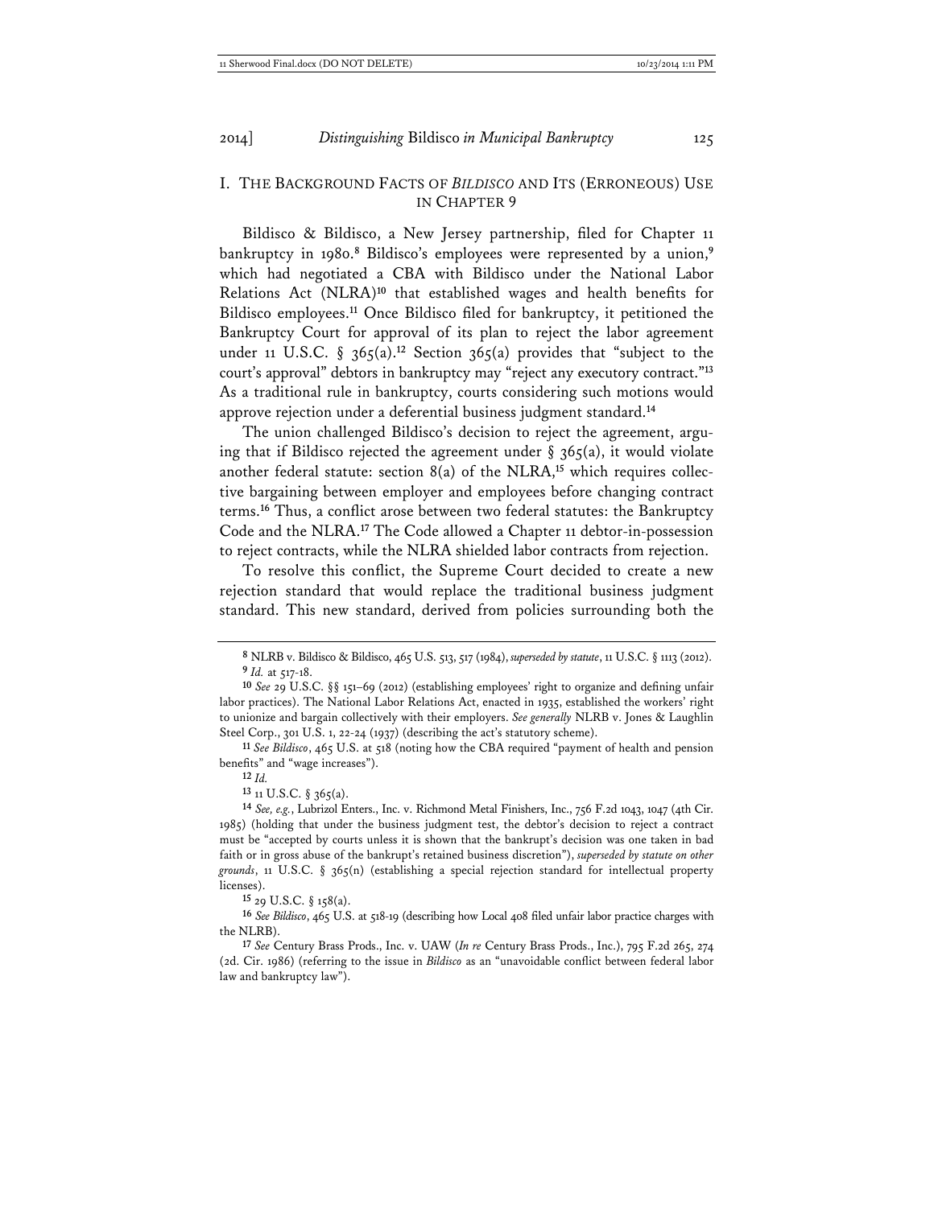## I. THE BACKGROUND FACTS OF *BILDISCO* AND ITS (ERRONEOUS) USE IN CHAPTER 9

Bildisco & Bildisco, a New Jersey partnership, filed for Chapter 11 bankruptcy in 1980.[8] Bildisco's employees were represented by a union,[9] which had negotiated a CBA with Bildisco under the National Labor Relations Act (NLRA)[10] that established wages and health benefits for Bildisco employees.[11] Once Bildisco filed for bankruptcy, it petitioned the Bankruptcy Court for approval of its plan to reject the labor agreement under 11 U.S.C. § 365(a).[12] Section 365(a) provides that "subject to the court's approval" debtors in bankruptcy may "reject any executory contract."[13] As a traditional rule in bankruptcy, courts considering such motions would approve rejection under a deferential business judgment standard.[14]

The union challenged Bildisco's decision to reject the agreement, arguing that if Bildisco rejected the agreement under § 365(a), it would violate another federal statute: section 8(a) of the NLRA,[15] which requires collective bargaining between employer and employees before changing contract terms.[16] Thus, a conflict arose between two federal statutes: the Bankruptcy Code and the NLRA.[17] The Code allowed a Chapter 11 debtor-in-possession to reject contracts, while the NLRA shielded labor contracts from rejection.

To resolve this conflict, the Supreme Court decided to create a new rejection standard that would replace the traditional business judgment standard. This new standard, derived from policies surrounding both the

---

8 NLRB v. Bildisco & Bildisco, 465 U.S. 513, 517 (1984), *superseded by statute*, 11 U.S.C. § 1113 (2012).

9 *Id.* at 517-18.

10 *See* 29 U.S.C. §§ 151–69 (2012) (establishing employees' right to organize and defining unfair labor practices). The National Labor Relations Act, enacted in 1935, established the workers' right to unionize and bargain collectively with their employers. *See generally* NLRB v. Jones & Laughlin Steel Corp., 301 U.S. 1, 22-24 (1937) (describing the act's statutory scheme).

11 *See Bildisco*, 465 U.S. at 518 (noting how the CBA required "payment of health and pension benefits" and "wage increases").

12 *Id.*

13 11 U.S.C. § 365(a).

14 *See, e.g.*, Lubrizol Enters., Inc. v. Richmond Metal Finishers, Inc., 756 F.2d 1043, 1047 (4th Cir. 1985) (holding that under the business judgment test, the debtor's decision to reject a contract must be "accepted by courts unless it is shown that the bankrupt's decision was one taken in bad faith or in gross abuse of the bankrupt's retained business discretion"), *superseded by statute on other grounds*, 11 U.S.C. § 365(n) (establishing a special rejection standard for intellectual property licenses).

15 29 U.S.C. § 158(a).

16 *See Bildisco*, 465 U.S. at 518-19 (describing how Local 408 filed unfair labor practice charges with the NLRB).

17 *See* Century Brass Prods., Inc. v. UAW (*In re* Century Brass Prods., Inc.), 795 F.2d 265, 274 (2d. Cir. 1986) (referring to the issue in *Bildisco* as an "unavoidable conflict between federal labor law and bankruptcy law").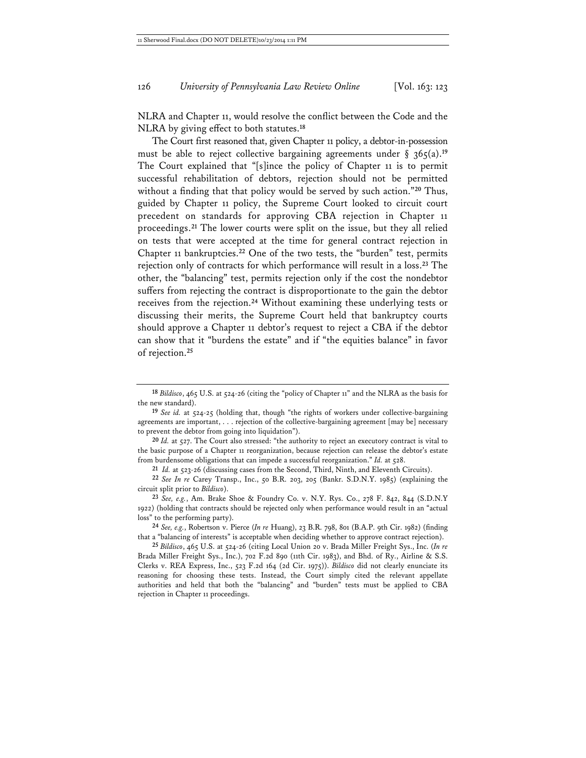NLRA and Chapter 11, would resolve the conflict between the Code and the NLRA by giving effect to both statutes.[18]

The Court first reasoned that, given Chapter 11 policy, a debtor-in-possession must be able to reject collective bargaining agreements under § 365(a).[19] The Court explained that "[s]ince the policy of Chapter 11 is to permit successful rehabilitation of debtors, rejection should not be permitted without a finding that that policy would be served by such action."[20] Thus, guided by Chapter 11 policy, the Supreme Court looked to circuit court precedent on standards for approving CBA rejection in Chapter 11 proceedings.[21] The lower courts were split on the issue, but they all relied on tests that were accepted at the time for general contract rejection in Chapter 11 bankruptcies.[22] One of the two tests, the "burden" test, permits rejection only of contracts for which performance will result in a loss.[23] The other, the "balancing" test, permits rejection only if the cost the nondebtor suffers from rejecting the contract is disproportionate to the gain the debtor receives from the rejection.[24] Without examining these underlying tests or discussing their merits, the Supreme Court held that bankruptcy courts should approve a Chapter 11 debtor's request to reject a CBA if the debtor can show that it "burdens the estate" and if "the equities balance" in favor of rejection.[25]

---

[18] *Bildisco*, 465 U.S. at 524-26 (citing the "policy of Chapter 11" and the NLRA as the basis for the new standard).

[19] *See id.* at 524-25 (holding that, though "the rights of workers under collective-bargaining agreements are important, . . . rejection of the collective-bargaining agreement [may be] necessary to prevent the debtor from going into liquidation").

[20] *Id.* at 527. The Court also stressed: "the authority to reject an executory contract is vital to the basic purpose of a Chapter 11 reorganization, because rejection can release the debtor's estate from burdensome obligations that can impede a successful reorganization." *Id.* at 528.

[21] *Id.* at 523-26 (discussing cases from the Second, Third, Ninth, and Eleventh Circuits).

[22] *See In re* Carey Transp., Inc., 50 B.R. 203, 205 (Bankr. S.D.N.Y. 1985) (explaining the circuit split prior to *Bildisco*).

[23] *See, e.g.*, Am. Brake Shoe & Foundry Co. v. N.Y. Rys. Co., 278 F. 842, 844 (S.D.N.Y 1922) (holding that contracts should be rejected only when performance would result in an "actual loss" to the performing party).

[24] *See, e.g.*, Robertson v. Pierce (*In re* Huang), 23 B.R. 798, 801 (B.A.P. 9th Cir. 1982) (finding that a "balancing of interests" is acceptable when deciding whether to approve contract rejection).

[25] *Bildisco*, 465 U.S. at 524-26 (citing Local Union 20 v. Brada Miller Freight Sys., Inc. (*In re* Brada Miller Freight Sys., Inc.), 702 F.2d 890 (11th Cir. 1983), and Bhd. of Ry., Airline & S.S. Clerks v. REA Express, Inc., 523 F.2d 164 (2d Cir. 1975)). *Bildisco* did not clearly enunciate its reasoning for choosing these tests. Instead, the Court simply cited the relevant appellate authorities and held that both the "balancing" and "burden" tests must be applied to CBA rejection in Chapter 11 proceedings.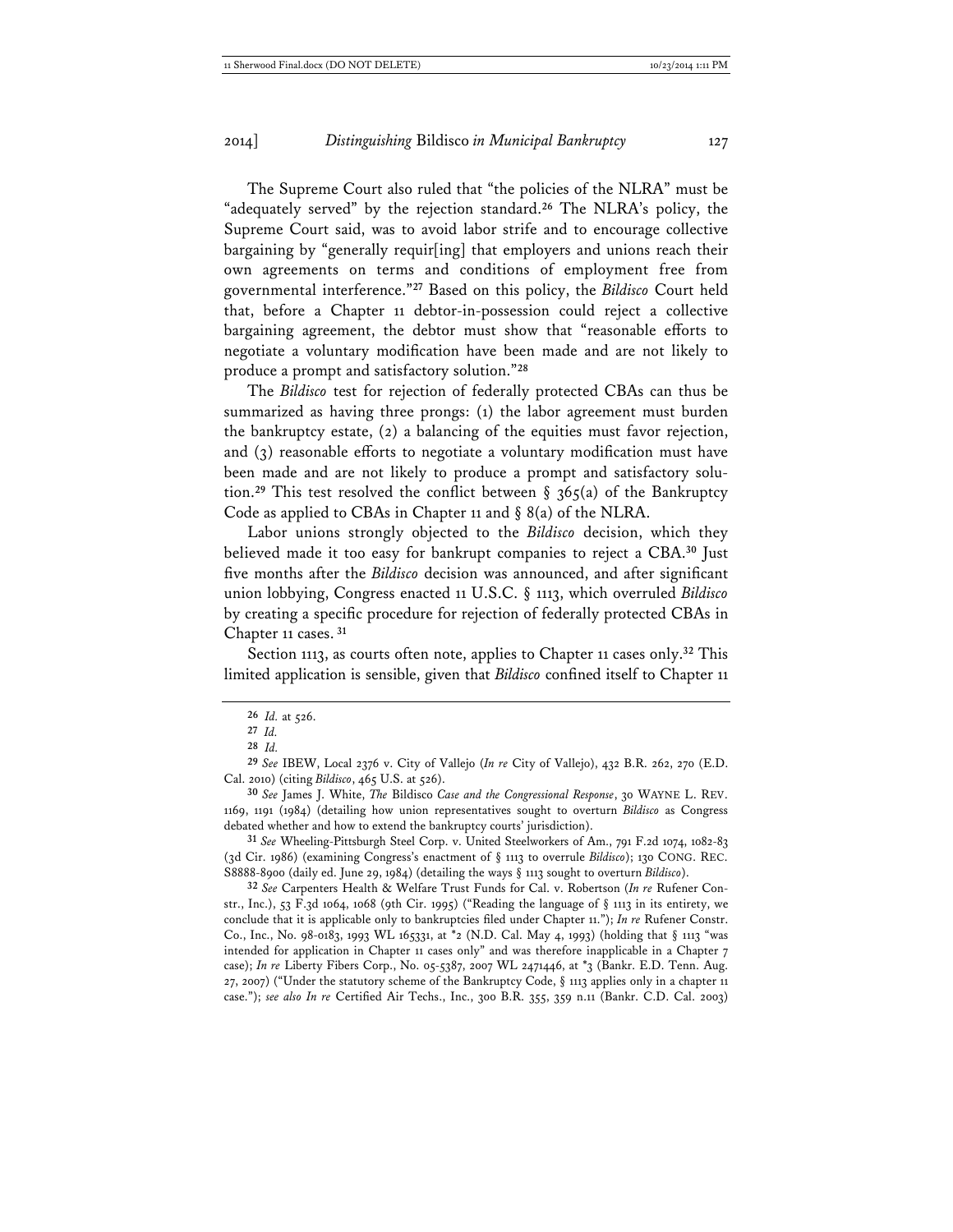The Supreme Court also ruled that "the policies of the NLRA" must be "adequately served" by the rejection standard.[26] The NLRA's policy, the Supreme Court said, was to avoid labor strife and to encourage collective bargaining by "generally requir[ing] that employers and unions reach their own agreements on terms and conditions of employment free from governmental interference."[27] Based on this policy, the *Bildisco* Court held that, before a Chapter 11 debtor-in-possession could reject a collective bargaining agreement, the debtor must show that "reasonable efforts to negotiate a voluntary modification have been made and are not likely to produce a prompt and satisfactory solution."[28]

The *Bildisco* test for rejection of federally protected CBAs can thus be summarized as having three prongs: (1) the labor agreement must burden the bankruptcy estate, (2) a balancing of the equities must favor rejection, and (3) reasonable efforts to negotiate a voluntary modification must have been made and are not likely to produce a prompt and satisfactory solution.[29] This test resolved the conflict between § 365(a) of the Bankruptcy Code as applied to CBAs in Chapter 11 and § 8(a) of the NLRA.

Labor unions strongly objected to the *Bildisco* decision, which they believed made it too easy for bankrupt companies to reject a CBA.[30] Just five months after the *Bildisco* decision was announced, and after significant union lobbying, Congress enacted 11 U.S.C. § 1113, which overruled *Bildisco* by creating a specific procedure for rejection of federally protected CBAs in Chapter 11 cases.[31]

Section 1113, as courts often note, applies to Chapter 11 cases only.[32] This limited application is sensible, given that *Bildisco* confined itself to Chapter 11

---

26 *Id.* at 526.

27 *Id.*

28 *Id.*

29 *See* IBEW, Local 2376 v. City of Vallejo (*In re* City of Vallejo), 432 B.R. 262, 270 (E.D. Cal. 2010) (citing *Bildisco*, 465 U.S. at 526).

30 *See* James J. White, *The* Bildisco *Case and the Congressional Response*, 30 WAYNE L. REV. 1169, 1191 (1984) (detailing how union representatives sought to overturn *Bildisco* as Congress debated whether and how to extend the bankruptcy courts' jurisdiction).

31 *See* Wheeling-Pittsburgh Steel Corp. v. United Steelworkers of Am., 791 F.2d 1074, 1082-83 (3d Cir. 1986) (examining Congress's enactment of § 1113 to overrule *Bildisco*); 130 CONG. REC. S8888-8900 (daily ed. June 29, 1984) (detailing the ways § 1113 sought to overturn *Bildisco*).

32 *See* Carpenters Health & Welfare Trust Funds for Cal. v. Robertson (*In re* Rufener Constr., Inc.), 53 F.3d 1064, 1068 (9th Cir. 1995) ("Reading the language of § 1113 in its entirety, we conclude that it is applicable only to bankruptcies filed under Chapter 11."); *In re* Rufener Constr. Co., Inc., No. 98-0183, 1993 WL 165331, at *2 (N.D. Cal. May 4, 1993) (holding that § 1113 "was intended for application in Chapter 11 cases only" and was therefore inapplicable in a Chapter 7 case); *In re* Liberty Fibers Corp., No. 05-5387, 2007 WL 2471446, at *3 (Bankr. E.D. Tenn. Aug. 27, 2007) ("Under the statutory scheme of the Bankruptcy Code, § 1113 applies only in a chapter 11 case."); *see also In re* Certified Air Techs., Inc., 300 B.R. 355, 359 n.11 (Bankr. C.D. Cal. 2003)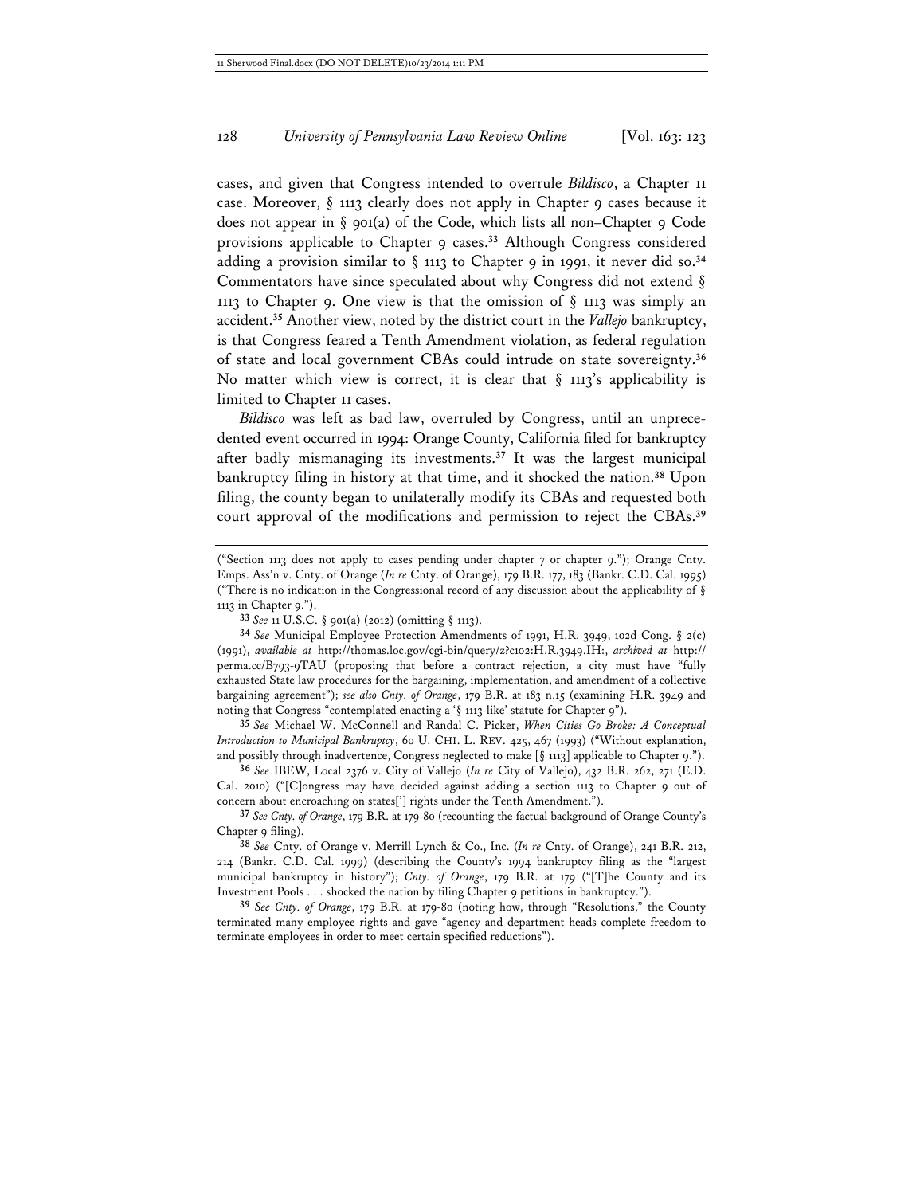cases, and given that Congress intended to overrule *Bildisco*, a Chapter 11 case. Moreover, § 1113 clearly does not apply in Chapter 9 cases because it does not appear in § 901(a) of the Code, which lists all non–Chapter 9 Code provisions applicable to Chapter 9 cases.[33] Although Congress considered adding a provision similar to § 1113 to Chapter 9 in 1991, it never did so.[34] Commentators have since speculated about why Congress did not extend § 1113 to Chapter 9. One view is that the omission of § 1113 was simply an accident.[35] Another view, noted by the district court in the *Vallejo* bankruptcy, is that Congress feared a Tenth Amendment violation, as federal regulation of state and local government CBAs could intrude on state sovereignty.[36] No matter which view is correct, it is clear that § 1113's applicability is limited to Chapter 11 cases.

*Bildisco* was left as bad law, overruled by Congress, until an unprecedented event occurred in 1994: Orange County, California filed for bankruptcy after badly mismanaging its investments.[37] It was the largest municipal bankruptcy filing in history at that time, and it shocked the nation.[38] Upon filing, the county began to unilaterally modify its CBAs and requested both court approval of the modifications and permission to reject the CBAs.[39]

("Section 1113 does not apply to cases pending under chapter 7 or chapter 9."); Orange Cnty. Emps. Ass'n v. Cnty. of Orange (*In re* Cnty. of Orange), 179 B.R. 177, 183 (Bankr. C.D. Cal. 1995) ("There is no indication in the Congressional record of any discussion about the applicability of § 1113 in Chapter 9.").

33 *See* 11 U.S.C. § 901(a) (2012) (omitting § 1113).

34 *See* Municipal Employee Protection Amendments of 1991, H.R. 3949, 102d Cong. § 2(c) (1991), *available at* http://thomas.loc.gov/cgi-bin/query/z?c102:H.R.3949.IH:, *archived at* http://perma.cc/B793-9TAU (proposing that before a contract rejection, a city must have "fully exhausted State law procedures for the bargaining, implementation, and amendment of a collective bargaining agreement"); *see also Cnty. of Orange*, 179 B.R. at 183 n.15 (examining H.R. 3949 and noting that Congress "contemplated enacting a '§ 1113-like' statute for Chapter 9").

35 *See* Michael W. McConnell and Randal C. Picker, *When Cities Go Broke: A Conceptual Introduction to Municipal Bankruptcy*, 60 U. CHI. L. REV. 425, 467 (1993) ("Without explanation, and possibly through inadvertence, Congress neglected to make [§ 1113] applicable to Chapter 9.").

36 *See* IBEW, Local 2376 v. City of Vallejo (*In re* City of Vallejo), 432 B.R. 262, 271 (E.D. Cal. 2010) ("[C]ongress may have decided against adding a section 1113 to Chapter 9 out of concern about encroaching on states['] rights under the Tenth Amendment.").

37 *See Cnty. of Orange*, 179 B.R. at 179-80 (recounting the factual background of Orange County's Chapter 9 filing).

38 *See* Cnty. of Orange v. Merrill Lynch & Co., Inc. (*In re* Cnty. of Orange), 241 B.R. 212, 214 (Bankr. C.D. Cal. 1999) (describing the County's 1994 bankruptcy filing as the "largest municipal bankruptcy in history"); *Cnty. of Orange*, 179 B.R. at 179 ("[T]he County and its Investment Pools . . . shocked the nation by filing Chapter 9 petitions in bankruptcy.").

39 *See Cnty. of Orange*, 179 B.R. at 179-80 (noting how, through "Resolutions," the County terminated many employee rights and gave "agency and department heads complete freedom to terminate employees in order to meet certain specified reductions").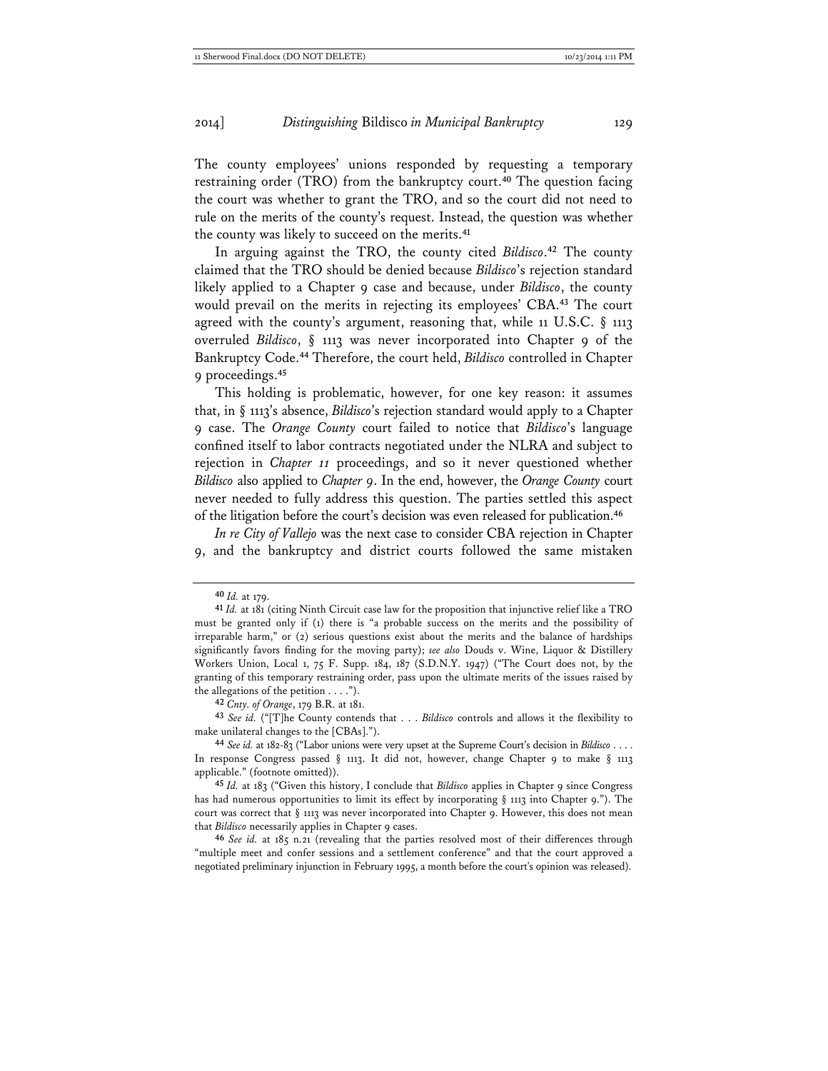The county employees' unions responded by requesting a temporary restraining order (TRO) from the bankruptcy court.[40] The question facing the court was whether to grant the TRO, and so the court did not need to rule on the merits of the county's request. Instead, the question was whether the county was likely to succeed on the merits.[41]

In arguing against the TRO, the county cited *Bildisco*.[42] The county claimed that the TRO should be denied because *Bildisco*'s rejection standard likely applied to a Chapter 9 case and because, under *Bildisco*, the county would prevail on the merits in rejecting its employees' CBA.[43] The court agreed with the county's argument, reasoning that, while 11 U.S.C. § 1113 overruled *Bildisco*, § 1113 was never incorporated into Chapter 9 of the Bankruptcy Code.[44] Therefore, the court held, *Bildisco* controlled in Chapter 9 proceedings.[45]

This holding is problematic, however, for one key reason: it assumes that, in § 1113's absence, *Bildisco*'s rejection standard would apply to a Chapter 9 case. The *Orange County* court failed to notice that *Bildisco*'s language confined itself to labor contracts negotiated under the NLRA and subject to rejection in *Chapter 11* proceedings, and so it never questioned whether *Bildisco* also applied to *Chapter 9*. In the end, however, the *Orange County* court never needed to fully address this question. The parties settled this aspect of the litigation before the court's decision was even released for publication.[46]

*In re City of Vallejo* was the next case to consider CBA rejection in Chapter 9, and the bankruptcy and district courts followed the same mistaken

---

[40] *Id.* at 179.

[41] *Id.* at 181 (citing Ninth Circuit case law for the proposition that injunctive relief like a TRO must be granted only if (1) there is "a probable success on the merits and the possibility of irreparable harm," or (2) serious questions exist about the merits and the balance of hardships significantly favors finding for the moving party); *see also* Douds v. Wine, Liquor & Distillery Workers Union, Local 1, 75 F. Supp. 184, 187 (S.D.N.Y. 1947) ("The Court does not, by the granting of this temporary restraining order, pass upon the ultimate merits of the issues raised by the allegations of the petition . . . .").

[42] *Cnty. of Orange*, 179 B.R. at 181.

[43] *See id.* ("[T]he County contends that . . . *Bildisco* controls and allows it the flexibility to make unilateral changes to the [CBAs].").

[44] *See id.* at 182-83 ("Labor unions were very upset at the Supreme Court's decision in *Bildisco* . . . . In response Congress passed § 1113. It did not, however, change Chapter 9 to make § 1113 applicable." (footnote omitted)).

[45] *Id.* at 183 ("Given this history, I conclude that *Bildisco* applies in Chapter 9 since Congress has had numerous opportunities to limit its effect by incorporating § 1113 into Chapter 9."). The court was correct that § 1113 was never incorporated into Chapter 9. However, this does not mean that *Bildisco* necessarily applies in Chapter 9 cases.

[46] *See id.* at 185 n.21 (revealing that the parties resolved most of their differences through "multiple meet and confer sessions and a settlement conference" and that the court approved a negotiated preliminary injunction in February 1995, a month before the court's opinion was released).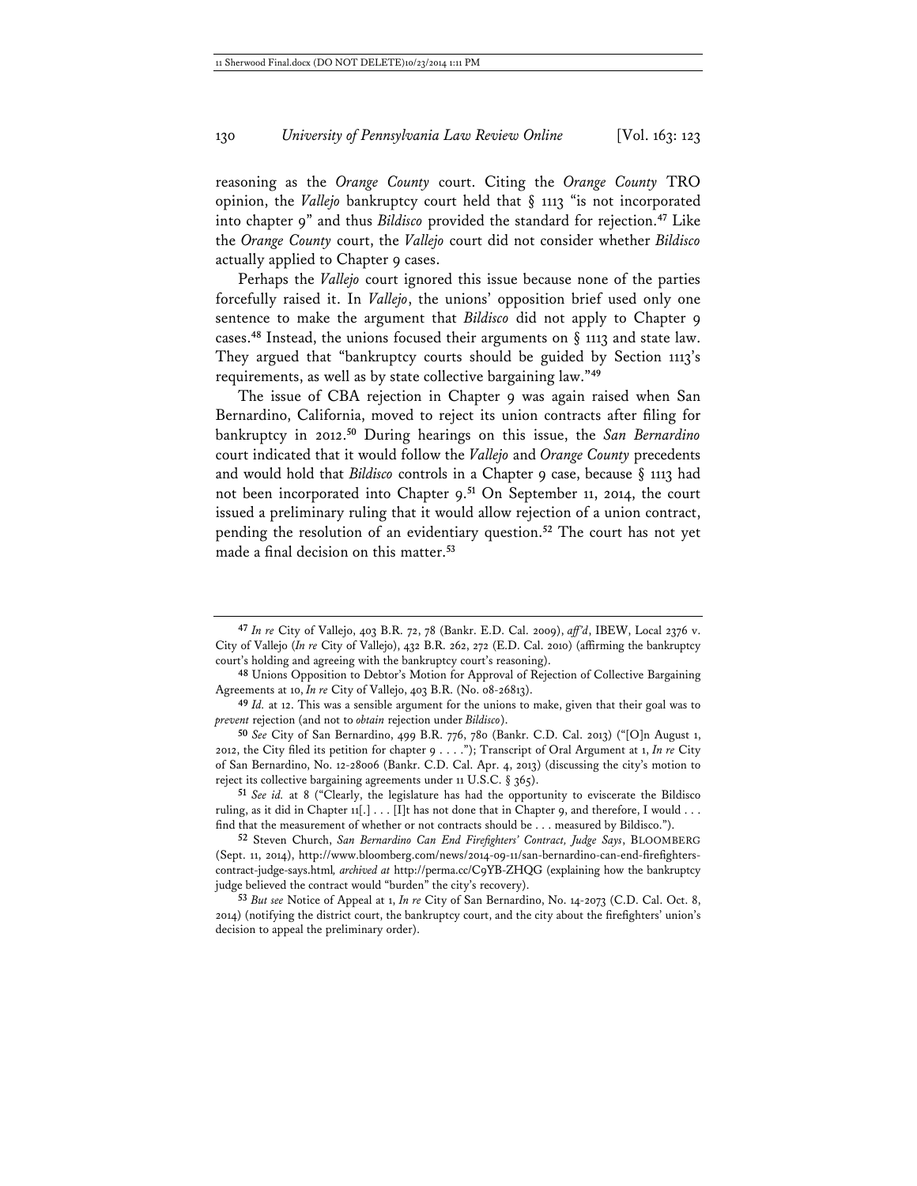reasoning as the *Orange County* court. Citing the *Orange County* TRO opinion, the *Vallejo* bankruptcy court held that § 1113 "is not incorporated into chapter 9" and thus *Bildisco* provided the standard for rejection.[47] Like the *Orange County* court, the *Vallejo* court did not consider whether *Bildisco* actually applied to Chapter 9 cases.

Perhaps the *Vallejo* court ignored this issue because none of the parties forcefully raised it. In *Vallejo*, the unions' opposition brief used only one sentence to make the argument that *Bildisco* did not apply to Chapter 9 cases.[48] Instead, the unions focused their arguments on § 1113 and state law. They argued that "bankruptcy courts should be guided by Section 1113's requirements, as well as by state collective bargaining law."[49]

The issue of CBA rejection in Chapter 9 was again raised when San Bernardino, California, moved to reject its union contracts after filing for bankruptcy in 2012.[50] During hearings on this issue, the *San Bernardino* court indicated that it would follow the *Vallejo* and *Orange County* precedents and would hold that *Bildisco* controls in a Chapter 9 case, because § 1113 had not been incorporated into Chapter 9.[51] On September 11, 2014, the court issued a preliminary ruling that it would allow rejection of a union contract, pending the resolution of an evidentiary question.[52] The court has not yet made a final decision on this matter.[53]

---

[47] *In re* City of Vallejo, 403 B.R. 72, 78 (Bankr. E.D. Cal. 2009), *aff'd*, IBEW, Local 2376 v. City of Vallejo (*In re* City of Vallejo), 432 B.R. 262, 272 (E.D. Cal. 2010) (affirming the bankruptcy court's holding and agreeing with the bankruptcy court's reasoning).

[48] Unions Opposition to Debtor's Motion for Approval of Rejection of Collective Bargaining Agreements at 10, *In re* City of Vallejo, 403 B.R. (No. 08-26813).

[49] *Id.* at 12. This was a sensible argument for the unions to make, given that their goal was to *prevent* rejection (and not to *obtain* rejection under *Bildisco*).

[50] *See* City of San Bernardino, 499 B.R. 776, 780 (Bankr. C.D. Cal. 2013) ("[O]n August 1, 2012, the City filed its petition for chapter 9 . . . ."); Transcript of Oral Argument at 1, *In re* City of San Bernardino, No. 12-28006 (Bankr. C.D. Cal. Apr. 4, 2013) (discussing the city's motion to reject its collective bargaining agreements under 11 U.S.C. § 365).

[51] *See id.* at 8 ("Clearly, the legislature has had the opportunity to eviscerate the Bildisco ruling, as it did in Chapter 11[.] . . . [I]t has not done that in Chapter 9, and therefore, I would . . . find that the measurement of whether or not contracts should be . . . measured by Bildisco.").

[52] Steven Church, *San Bernardino Can End Firefighters' Contract, Judge Says*, BLOOMBERG (Sept. 11, 2014), http://www.bloomberg.com/news/2014-09-11/san-bernardino-can-end-firefighters-contract-judge-says.html, *archived at* http://perma.cc/C9YB-ZHQG (explaining how the bankruptcy judge believed the contract would "burden" the city's recovery).

[53] *But see* Notice of Appeal at 1, *In re* City of San Bernardino, No. 14-2073 (C.D. Cal. Oct. 8, 2014) (notifying the district court, the bankruptcy court, and the city about the firefighters' union's decision to appeal the preliminary order).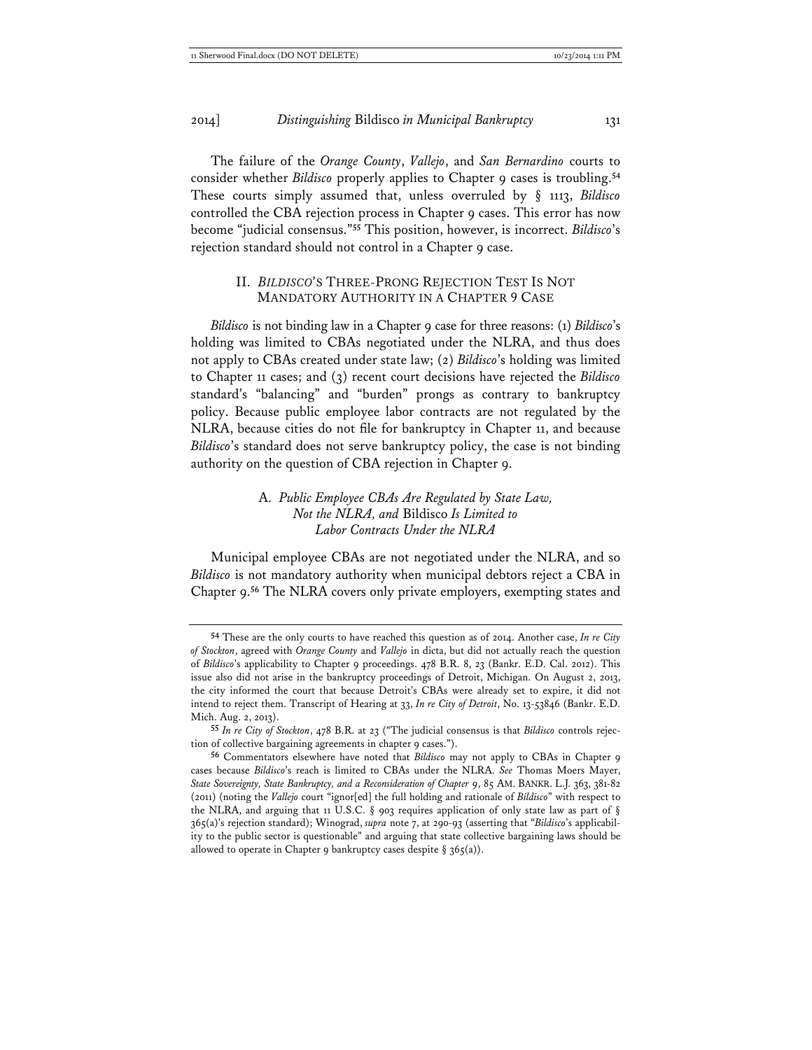The failure of the *Orange County*, *Vallejo*, and *San Bernardino* courts to consider whether *Bildisco* properly applies to Chapter 9 cases is troubling.[54] These courts simply assumed that, unless overruled by § 1113, *Bildisco* controlled the CBA rejection process in Chapter 9 cases. This error has now become "judicial consensus."[55] This position, however, is incorrect. *Bildisco*'s rejection standard should not control in a Chapter 9 case.

## II. *BILDISCO*'S THREE-PRONG REJECTION TEST IS NOT MANDATORY AUTHORITY IN A CHAPTER 9 CASE

*Bildisco* is not binding law in a Chapter 9 case for three reasons: (1) *Bildisco*'s holding was limited to CBAs negotiated under the NLRA, and thus does not apply to CBAs created under state law; (2) *Bildisco*'s holding was limited to Chapter 11 cases; and (3) recent court decisions have rejected the *Bildisco* standard's "balancing" and "burden" prongs as contrary to bankruptcy policy. Because public employee labor contracts are not regulated by the NLRA, because cities do not file for bankruptcy in Chapter 11, and because *Bildisco*'s standard does not serve bankruptcy policy, the case is not binding authority on the question of CBA rejection in Chapter 9.

### A. *Public Employee CBAs Are Regulated by State Law, Not the NLRA, and* Bildisco *Is Limited to Labor Contracts Under the NLRA*

Municipal employee CBAs are not negotiated under the NLRA, and so *Bildisco* is not mandatory authority when municipal debtors reject a CBA in Chapter 9.[56] The NLRA covers only private employers, exempting states and

---

[54] These are the only courts to have reached this question as of 2014. Another case, *In re City of Stockton*, agreed with *Orange County* and *Vallejo* in dicta, but did not actually reach the question of *Bildisco*'s applicability to Chapter 9 proceedings. 478 B.R. 8, 23 (Bankr. E.D. Cal. 2012). This issue also did not arise in the bankruptcy proceedings of Detroit, Michigan. On August 2, 2013, the city informed the court that because Detroit's CBAs were already set to expire, it did not intend to reject them. Transcript of Hearing at 33, *In re City of Detroit*, No. 13-53846 (Bankr. E.D. Mich. Aug. 2, 2013).

[55] *In re City of Stockton*, 478 B.R. at 23 ("The judicial consensus is that *Bildisco* controls rejection of collective bargaining agreements in chapter 9 cases.").

[56] Commentators elsewhere have noted that *Bildisco* may not apply to CBAs in Chapter 9 cases because *Bildisco*'s reach is limited to CBAs under the NLRA. *See* Thomas Moers Mayer, *State Sovereignty, State Bankruptcy, and a Reconsideration of Chapter 9*, 85 AM. BANKR. L.J. 363, 381-82 (2011) (noting the *Vallejo* court "ignor[ed] the full holding and rationale of *Bildisco*" with respect to the NLRA, and arguing that 11 U.S.C. § 903 requires application of only state law as part of § 365(a)'s rejection standard); Winograd, *supra* note 7, at 290-93 (asserting that "*Bildisco*'s applicability to the public sector is questionable" and arguing that state collective bargaining laws should be allowed to operate in Chapter 9 bankruptcy cases despite § 365(a)).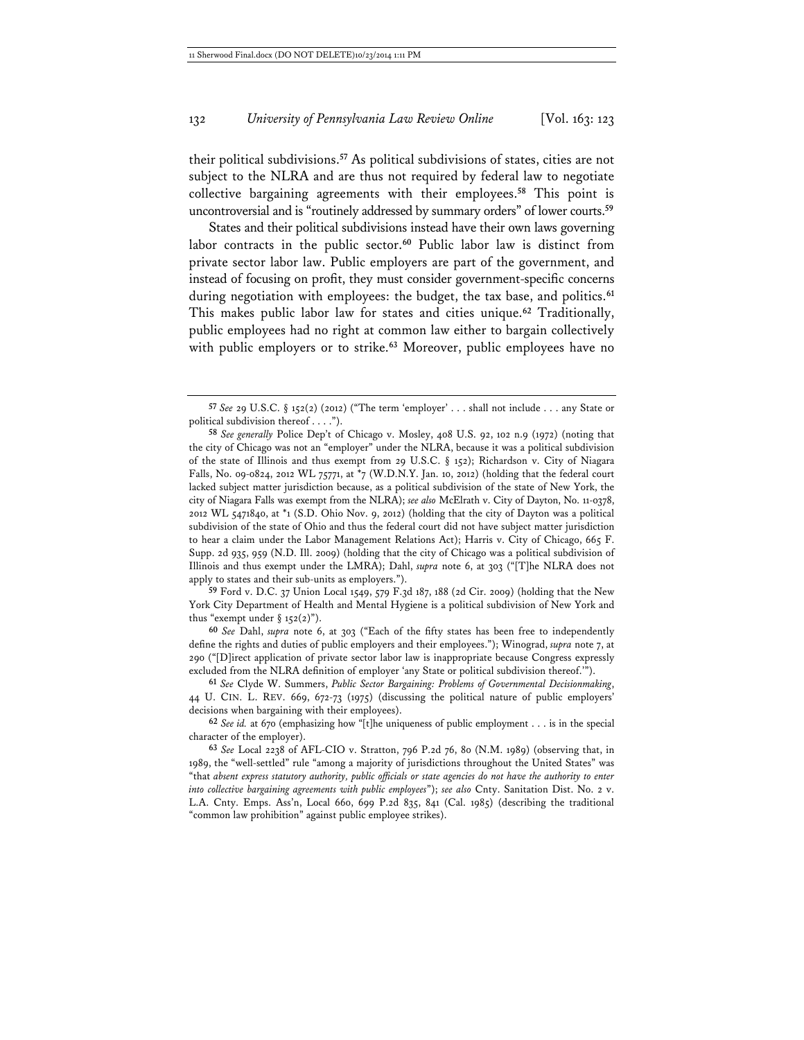their political subdivisions.[57] As political subdivisions of states, cities are not subject to the NLRA and are thus not required by federal law to negotiate collective bargaining agreements with their employees.[58] This point is uncontroversial and is "routinely addressed by summary orders" of lower courts.[59]

States and their political subdivisions instead have their own laws governing labor contracts in the public sector.[60] Public labor law is distinct from private sector labor law. Public employers are part of the government, and instead of focusing on profit, they must consider government-specific concerns during negotiation with employees: the budget, the tax base, and politics.[61] This makes public labor law for states and cities unique.[62] Traditionally, public employees had no right at common law either to bargain collectively with public employers or to strike.[63] Moreover, public employees have no

---

[57] *See* 29 U.S.C. § 152(2) (2012) ("The term 'employer' . . . shall not include . . . any State or political subdivision thereof . . . .").

[58] *See generally* Police Dep't of Chicago v. Mosley, 408 U.S. 92, 102 n.9 (1972) (noting that the city of Chicago was not an "employer" under the NLRA, because it was a political subdivision of the state of Illinois and thus exempt from 29 U.S.C. § 152); Richardson v. City of Niagara Falls, No. 09-0824, 2012 WL 75771, at *7 (W.D.N.Y. Jan. 10, 2012) (holding that the federal court lacked subject matter jurisdiction because, as a political subdivision of the state of New York, the city of Niagara Falls was exempt from the NLRA); *see also* McElrath v. City of Dayton, No. 11-0378, 2012 WL 5471840, at *1 (S.D. Ohio Nov. 9, 2012) (holding that the city of Dayton was a political subdivision of the state of Ohio and thus the federal court did not have subject matter jurisdiction to hear a claim under the Labor Management Relations Act); Harris v. City of Chicago, 665 F. Supp. 2d 935, 959 (N.D. Ill. 2009) (holding that the city of Chicago was a political subdivision of Illinois and thus exempt under the LMRA); Dahl, *supra* note 6, at 303 ("[T]he NLRA does not apply to states and their sub-units as employers.").

[59] Ford v. D.C. 37 Union Local 1549, 579 F.3d 187, 188 (2d Cir. 2009) (holding that the New York City Department of Health and Mental Hygiene is a political subdivision of New York and thus "exempt under § 152(2)").

[60] *See* Dahl, *supra* note 6, at 303 ("Each of the fifty states has been free to independently define the rights and duties of public employers and their employees."); Winograd, *supra* note 7, at 290 ("[D]irect application of private sector labor law is inappropriate because Congress expressly excluded from the NLRA definition of employer 'any State or political subdivision thereof.'").

[61] *See* Clyde W. Summers, *Public Sector Bargaining: Problems of Governmental Decisionmaking*, 44 U. CIN. L. REV. 669, 672-73 (1975) (discussing the political nature of public employers' decisions when bargaining with their employees).

[62] *See id.* at 670 (emphasizing how "[t]he uniqueness of public employment . . . is in the special character of the employer).

[63] *See* Local 2238 of AFL-CIO v. Stratton, 796 P.2d 76, 80 (N.M. 1989) (observing that, in 1989, the "well-settled" rule "among a majority of jurisdictions throughout the United States" was "that *absent express statutory authority, public officials or state agencies do not have the authority to enter into collective bargaining agreements with public employees*"); *see also* Cnty. Sanitation Dist. No. 2 v. L.A. Cnty. Emps. Ass'n, Local 660, 699 P.2d 835, 841 (Cal. 1985) (describing the traditional "common law prohibition" against public employee strikes).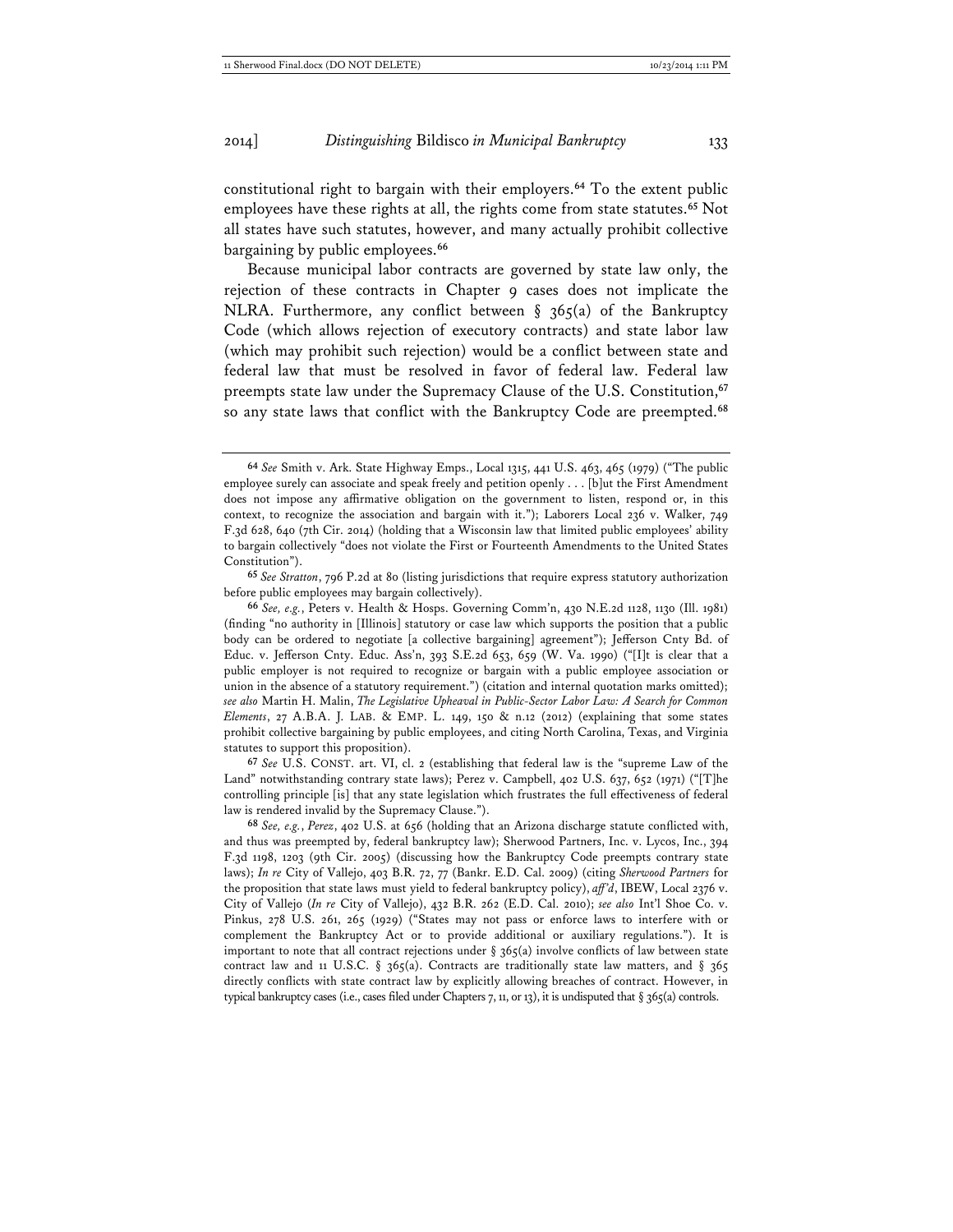constitutional right to bargain with their employers.[64] To the extent public employees have these rights at all, the rights come from state statutes.[65] Not all states have such statutes, however, and many actually prohibit collective bargaining by public employees.[66]

Because municipal labor contracts are governed by state law only, the rejection of these contracts in Chapter 9 cases does not implicate the NLRA. Furthermore, any conflict between § 365(a) of the Bankruptcy Code (which allows rejection of executory contracts) and state labor law (which may prohibit such rejection) would be a conflict between state and federal law that must be resolved in favor of federal law. Federal law preempts state law under the Supremacy Clause of the U.S. Constitution,[67] so any state laws that conflict with the Bankruptcy Code are preempted.[68]

---

[64] *See* Smith v. Ark. State Highway Emps., Local 1315, 441 U.S. 463, 465 (1979) ("The public employee surely can associate and speak freely and petition openly . . . [b]ut the First Amendment does not impose any affirmative obligation on the government to listen, respond or, in this context, to recognize the association and bargain with it."); Laborers Local 236 v. Walker, 749 F.3d 628, 640 (7th Cir. 2014) (holding that a Wisconsin law that limited public employees' ability to bargain collectively "does not violate the First or Fourteenth Amendments to the United States Constitution").

[65] *See Stratton*, 796 P.2d at 80 (listing jurisdictions that require express statutory authorization before public employees may bargain collectively).

[66] *See, e.g.*, Peters v. Health & Hosps. Governing Comm'n, 430 N.E.2d 1128, 1130 (Ill. 1981) (finding "no authority in [Illinois] statutory or case law which supports the position that a public body can be ordered to negotiate [a collective bargaining] agreement"); Jefferson Cnty Bd. of Educ. v. Jefferson Cnty. Educ. Ass'n, 393 S.E.2d 653, 659 (W. Va. 1990) ("[I]t is clear that a public employer is not required to recognize or bargain with a public employee association or union in the absence of a statutory requirement.") (citation and internal quotation marks omitted); *see also* Martin H. Malin, *The Legislative Upheaval in Public-Sector Labor Law: A Search for Common Elements*, 27 A.B.A. J. LAB. & EMP. L. 149, 150 & n.12 (2012) (explaining that some states prohibit collective bargaining by public employees, and citing North Carolina, Texas, and Virginia statutes to support this proposition).

[67] *See* U.S. CONST. art. VI, cl. 2 (establishing that federal law is the "supreme Law of the Land" notwithstanding contrary state laws); Perez v. Campbell, 402 U.S. 637, 652 (1971) ("[T]he controlling principle [is] that any state legislation which frustrates the full effectiveness of federal law is rendered invalid by the Supremacy Clause.").

[68] *See, e.g.*, *Perez*, 402 U.S. at 656 (holding that an Arizona discharge statute conflicted with, and thus was preempted by, federal bankruptcy law); Sherwood Partners, Inc. v. Lycos, Inc., 394 F.3d 1198, 1203 (9th Cir. 2005) (discussing how the Bankruptcy Code preempts contrary state laws); *In re* City of Vallejo, 403 B.R. 72, 77 (Bankr. E.D. Cal. 2009) (citing *Sherwood Partners* for the proposition that state laws must yield to federal bankruptcy policy), *aff'd*, IBEW, Local 2376 v. City of Vallejo (*In re* City of Vallejo), 432 B.R. 262 (E.D. Cal. 2010); *see also* Int'l Shoe Co. v. Pinkus, 278 U.S. 261, 265 (1929) ("States may not pass or enforce laws to interfere with or complement the Bankruptcy Act or to provide additional or auxiliary regulations."). It is important to note that all contract rejections under § 365(a) involve conflicts of law between state contract law and 11 U.S.C. § 365(a). Contracts are traditionally state law matters, and § 365 directly conflicts with state contract law by explicitly allowing breaches of contract. However, in typical bankruptcy cases (i.e., cases filed under Chapters 7, 11, or 13), it is undisputed that § 365(a) controls.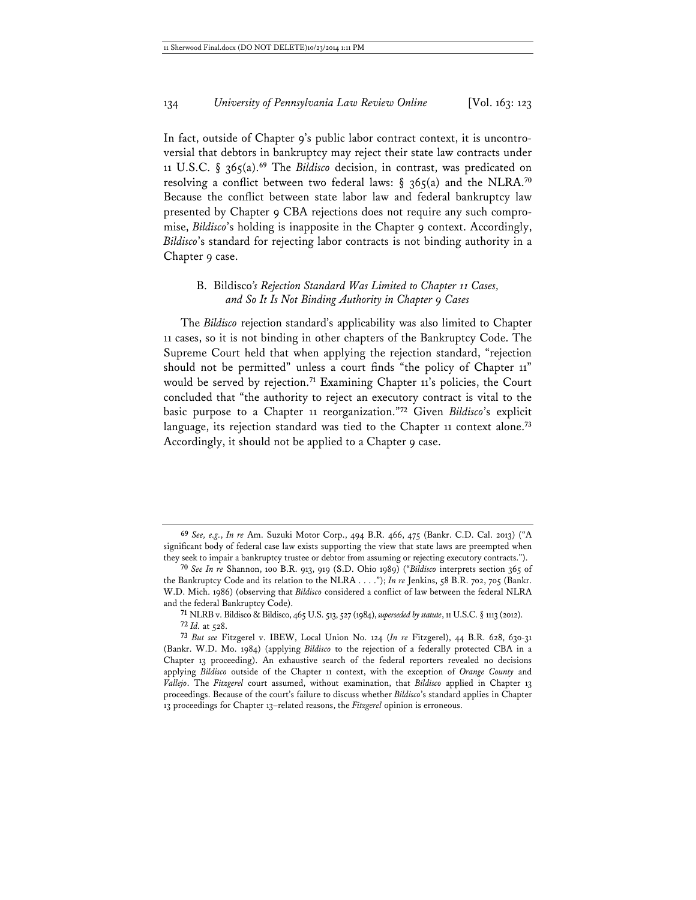In fact, outside of Chapter 9's public labor contract context, it is uncontroversial that debtors in bankruptcy may reject their state law contracts under 11 U.S.C. § 365(a).[69] The *Bildisco* decision, in contrast, was predicated on resolving a conflict between two federal laws: § 365(a) and the NLRA.[70] Because the conflict between state labor law and federal bankruptcy law presented by Chapter 9 CBA rejections does not require any such compromise, *Bildisco*'s holding is inapposite in the Chapter 9 context. Accordingly, *Bildisco*'s standard for rejecting labor contracts is not binding authority in a Chapter 9 case.

### B. *Bildisco's Rejection Standard Was Limited to Chapter 11 Cases, and So It Is Not Binding Authority in Chapter 9 Cases*

The *Bildisco* rejection standard's applicability was also limited to Chapter 11 cases, so it is not binding in other chapters of the Bankruptcy Code. The Supreme Court held that when applying the rejection standard, "rejection should not be permitted" unless a court finds "the policy of Chapter 11" would be served by rejection.[71] Examining Chapter 11's policies, the Court concluded that "the authority to reject an executory contract is vital to the basic purpose to a Chapter 11 reorganization."[72] Given *Bildisco*'s explicit language, its rejection standard was tied to the Chapter 11 context alone.[73] Accordingly, it should not be applied to a Chapter 9 case.

---

[69] *See, e.g.*, *In re* Am. Suzuki Motor Corp., 494 B.R. 466, 475 (Bankr. C.D. Cal. 2013) ("A significant body of federal case law exists supporting the view that state laws are preempted when they seek to impair a bankruptcy trustee or debtor from assuming or rejecting executory contracts.").

[70] *See In re* Shannon, 100 B.R. 913, 919 (S.D. Ohio 1989) ("*Bildisco* interprets section 365 of the Bankruptcy Code and its relation to the NLRA . . . ."); *In re* Jenkins, 58 B.R. 702, 705 (Bankr. W.D. Mich. 1986) (observing that *Bildisco* considered a conflict of law between the federal NLRA and the federal Bankruptcy Code).

[71] NLRB v. Bildisco & Bildisco, 465 U.S. 513, 527 (1984), *superseded by statute*, 11 U.S.C. § 1113 (2012).

[72] *Id.* at 528.

[73] *But see* Fitzgerel v. IBEW, Local Union No. 124 (*In re* Fitzgerel), 44 B.R. 628, 630-31 (Bankr. W.D. Mo. 1984) (applying *Bildisco* to the rejection of a federally protected CBA in a Chapter 13 proceeding). An exhaustive search of the federal reporters revealed no decisions applying *Bildisco* outside of the Chapter 11 context, with the exception of *Orange County* and *Vallejo*. The *Fitzgerel* court assumed, without examination, that *Bildisco* applied in Chapter 13 proceedings. Because of the court's failure to discuss whether *Bildisco*'s standard applies in Chapter 13 proceedings for Chapter 13–related reasons, the *Fitzgerel* opinion is erroneous.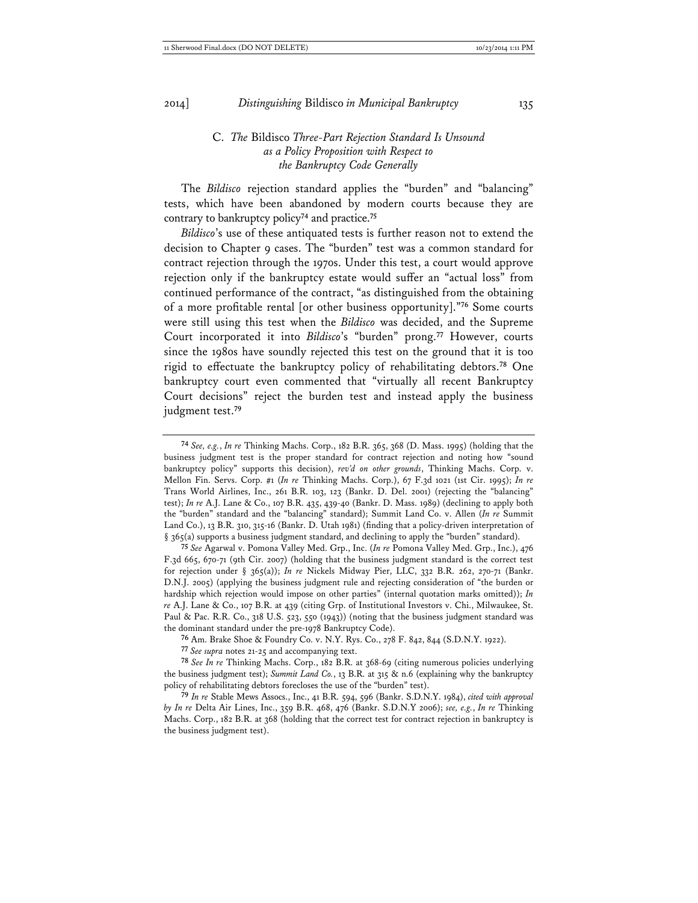### C. *The* Bildisco *Three-Part Rejection Standard Is Unsound as a Policy Proposition with Respect to the Bankruptcy Code Generally*

The *Bildisco* rejection standard applies the "burden" and "balancing" tests, which have been abandoned by modern courts because they are contrary to bankruptcy policy[74] and practice.[75]

*Bildisco*'s use of these antiquated tests is further reason not to extend the decision to Chapter 9 cases. The "burden" test was a common standard for contract rejection through the 1970s. Under this test, a court would approve rejection only if the bankruptcy estate would suffer an "actual loss" from continued performance of the contract, "as distinguished from the obtaining of a more profitable rental [or other business opportunity]."[76] Some courts were still using this test when the *Bildisco* was decided, and the Supreme Court incorporated it into *Bildisco*'s "burden" prong.[77] However, courts since the 1980s have soundly rejected this test on the ground that it is too rigid to effectuate the bankruptcy policy of rehabilitating debtors.[78] One bankruptcy court even commented that "virtually all recent Bankruptcy Court decisions" reject the burden test and instead apply the business judgment test.[79]

---

[74] *See, e.g.*, *In re* Thinking Machs. Corp., 182 B.R. 365, 368 (D. Mass. 1995) (holding that the business judgment test is the proper standard for contract rejection and noting how "sound bankruptcy policy" supports this decision), *rev'd on other grounds*, Thinking Machs. Corp. v. Mellon Fin. Servs. Corp. #1 (*In re* Thinking Machs. Corp.), 67 F.3d 1021 (1st Cir. 1995); *In re* Trans World Airlines, Inc., 261 B.R. 103, 123 (Bankr. D. Del. 2001) (rejecting the "balancing" test); *In re* A.J. Lane & Co., 107 B.R. 435, 439-40 (Bankr. D. Mass. 1989) (declining to apply both the "burden" standard and the "balancing" standard); Summit Land Co. v. Allen (*In re* Summit Land Co.), 13 B.R. 310, 315-16 (Bankr. D. Utah 1981) (finding that a policy-driven interpretation of § 365(a) supports a business judgment standard, and declining to apply the "burden" standard).

[75] *See* Agarwal v. Pomona Valley Med. Grp., Inc. (*In re* Pomona Valley Med. Grp., Inc.), 476 F.3d 665, 670-71 (9th Cir. 2007) (holding that the business judgment standard is the correct test for rejection under § 365(a)); *In re* Nickels Midway Pier, LLC, 332 B.R. 262, 270-71 (Bankr. D.N.J. 2005) (applying the business judgment rule and rejecting consideration of "the burden or hardship which rejection would impose on other parties" (internal quotation marks omitted)); *In re* A.J. Lane & Co., 107 B.R. at 439 (citing Grp. of Institutional Investors v. Chi., Milwaukee, St. Paul & Pac. R.R. Co., 318 U.S. 523, 550 (1943)) (noting that the business judgment standard was the dominant standard under the pre-1978 Bankruptcy Code).

[76] Am. Brake Shoe & Foundry Co. v. N.Y. Rys. Co., 278 F. 842, 844 (S.D.N.Y. 1922).

[77] *See supra* notes 21-25 and accompanying text.

[78] *See In re* Thinking Machs. Corp., 182 B.R. at 368-69 (citing numerous policies underlying the business judgment test); *Summit Land Co.*, 13 B.R. at 315 & n.6 (explaining why the bankruptcy policy of rehabilitating debtors forecloses the use of the "burden" test).

[79] *In re* Stable Mews Assocs., Inc., 41 B.R. 594, 596 (Bankr. S.D.N.Y. 1984), *cited with approval by In re* Delta Air Lines, Inc., 359 B.R. 468, 476 (Bankr. S.D.N.Y 2006); *see, e.g.*, *In re* Thinking Machs. Corp., 182 B.R. at 368 (holding that the correct test for contract rejection in bankruptcy is the business judgment test).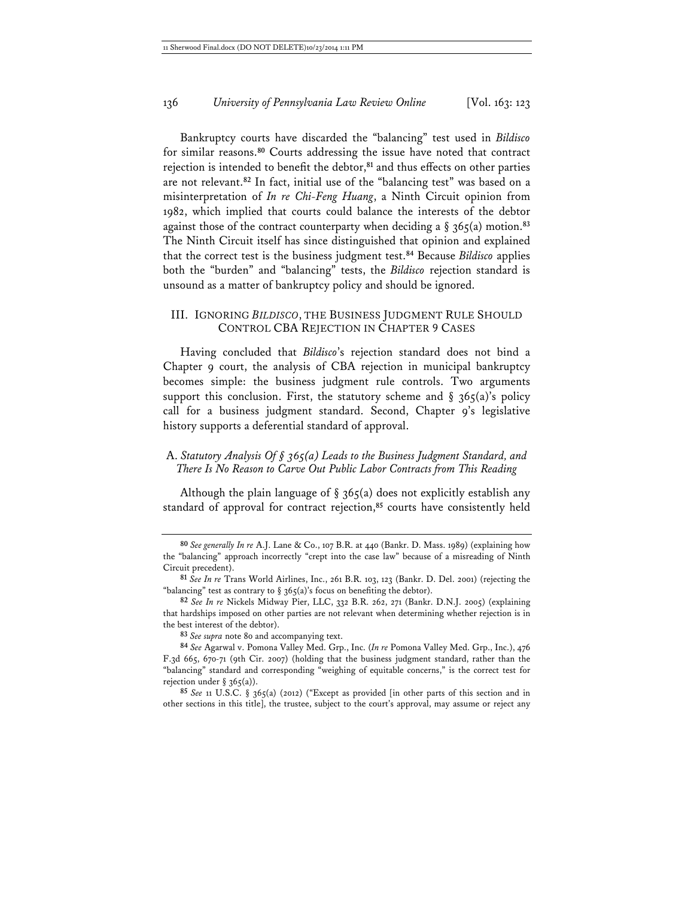Bankruptcy courts have discarded the "balancing" test used in *Bildisco* for similar reasons.[80] Courts addressing the issue have noted that contract rejection is intended to benefit the debtor,[81] and thus effects on other parties are not relevant.[82] In fact, initial use of the "balancing test" was based on a misinterpretation of *In re Chi-Feng Huang*, a Ninth Circuit opinion from 1982, which implied that courts could balance the interests of the debtor against those of the contract counterparty when deciding a § 365(a) motion.[83] The Ninth Circuit itself has since distinguished that opinion and explained that the correct test is the business judgment test.[84] Because *Bildisco* applies both the "burden" and "balancing" tests, the *Bildisco* rejection standard is unsound as a matter of bankruptcy policy and should be ignored.

## III. Ignoring *Bildisco*, the Business Judgment Rule Should Control CBA Rejection in Chapter 9 Cases

Having concluded that *Bildisco*'s rejection standard does not bind a Chapter 9 court, the analysis of CBA rejection in municipal bankruptcy becomes simple: the business judgment rule controls. Two arguments support this conclusion. First, the statutory scheme and § 365(a)'s policy call for a business judgment standard. Second, Chapter 9's legislative history supports a deferential standard of approval.

### A. *Statutory Analysis Of § 365(a) Leads to the Business Judgment Standard, and There Is No Reason to Carve Out Public Labor Contracts from This Reading*

Although the plain language of § 365(a) does not explicitly establish any standard of approval for contract rejection,[85] courts have consistently held

---

[80] *See generally In re* A.J. Lane & Co., 107 B.R. at 440 (Bankr. D. Mass. 1989) (explaining how the "balancing" approach incorrectly "crept into the case law" because of a misreading of Ninth Circuit precedent).

[81] *See In re* Trans World Airlines, Inc., 261 B.R. 103, 123 (Bankr. D. Del. 2001) (rejecting the "balancing" test as contrary to § 365(a)'s focus on benefiting the debtor).

[82] *See In re* Nickels Midway Pier, LLC, 332 B.R. 262, 271 (Bankr. D.N.J. 2005) (explaining that hardships imposed on other parties are not relevant when determining whether rejection is in the best interest of the debtor).

[83] *See supra* note 80 and accompanying text.

[84] *See* Agarwal v. Pomona Valley Med. Grp., Inc. (*In re* Pomona Valley Med. Grp., Inc.), 476 F.3d 665, 670-71 (9th Cir. 2007) (holding that the business judgment standard, rather than the "balancing" standard and corresponding "weighing of equitable concerns," is the correct test for rejection under § 365(a)).

[85] *See* 11 U.S.C. § 365(a) (2012) ("Except as provided [in other parts of this section and in other sections in this title], the trustee, subject to the court's approval, may assume or reject any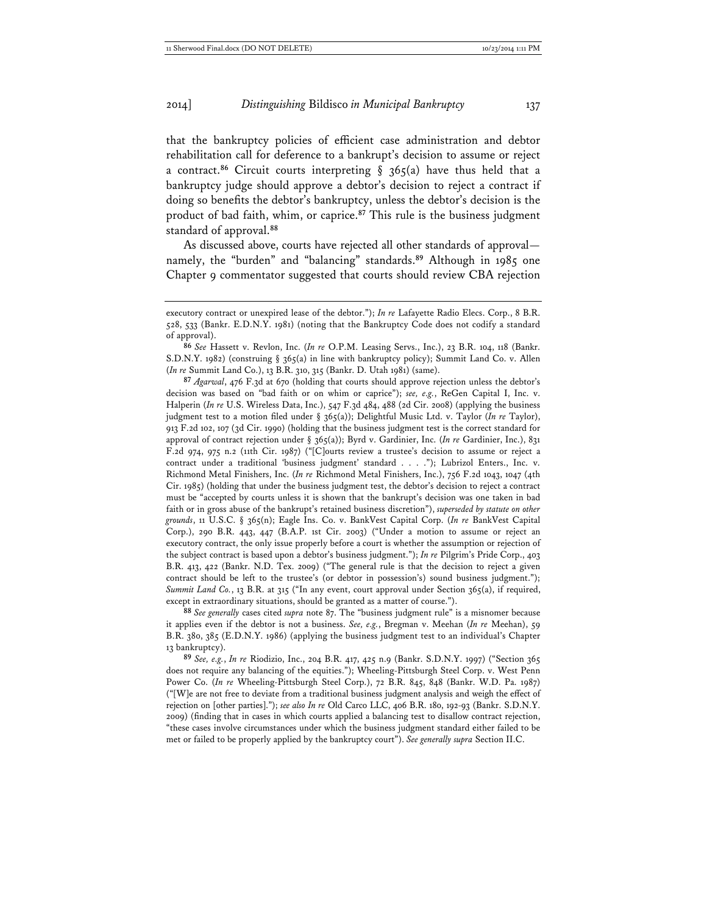that the bankruptcy policies of efficient case administration and debtor rehabilitation call for deference to a bankrupt's decision to assume or reject a contract.[86] Circuit courts interpreting § 365(a) have thus held that a bankruptcy judge should approve a debtor's decision to reject a contract if doing so benefits the debtor's bankruptcy, unless the debtor's decision is the product of bad faith, whim, or caprice.[87] This rule is the business judgment standard of approval.[88]

As discussed above, courts have rejected all other standards of approval—namely, the "burden" and "balancing" standards.[89] Although in 1985 one Chapter 9 commentator suggested that courts should review CBA rejection

---

executory contract or unexpired lease of the debtor."); *In re* Lafayette Radio Elecs. Corp., 8 B.R. 528, 533 (Bankr. E.D.N.Y. 1981) (noting that the Bankruptcy Code does not codify a standard of approval).

[86] *See* Hassett v. Revlon, Inc. (*In re* O.P.M. Leasing Servs., Inc.), 23 B.R. 104, 118 (Bankr. S.D.N.Y. 1982) (construing § 365(a) in line with bankruptcy policy); Summit Land Co. v. Allen (*In re* Summit Land Co.), 13 B.R. 310, 315 (Bankr. D. Utah 1981) (same).

[87] *Agarwal*, 476 F.3d at 670 (holding that courts should approve rejection unless the debtor's decision was based on "bad faith or on whim or caprice"); *see, e.g.*, ReGen Capital I, Inc. v. Halperin (*In re* U.S. Wireless Data, Inc.), 547 F.3d 484, 488 (2d Cir. 2008) (applying the business judgment test to a motion filed under § 365(a)); Delightful Music Ltd. v. Taylor (*In re* Taylor), 913 F.2d 102, 107 (3d Cir. 1990) (holding that the business judgment test is the correct standard for approval of contract rejection under § 365(a)); Byrd v. Gardinier, Inc. (*In re* Gardinier, Inc.), 831 F.2d 974, 975 n.2 (11th Cir. 1987) ("[C]ourts review a trustee's decision to assume or reject a contract under a traditional 'business judgment' standard . . . ."); Lubrizol Enters., Inc. v. Richmond Metal Finishers, Inc. (*In re* Richmond Metal Finishers, Inc.), 756 F.2d 1043, 1047 (4th Cir. 1985) (holding that under the business judgment test, the debtor's decision to reject a contract must be "accepted by courts unless it is shown that the bankrupt's decision was one taken in bad faith or in gross abuse of the bankrupt's retained business discretion"), *superseded by statute on other grounds*, 11 U.S.C. § 365(n); Eagle Ins. Co. v. BankVest Capital Corp. (*In re* BankVest Capital Corp.), 290 B.R. 443, 447 (B.A.P. 1st Cir. 2003) ("Under a motion to assume or reject an executory contract, the only issue properly before a court is whether the assumption or rejection of the subject contract is based upon a debtor's business judgment."); *In re* Pilgrim's Pride Corp., 403 B.R. 413, 422 (Bankr. N.D. Tex. 2009) ("The general rule is that the decision to reject a given contract should be left to the trustee's (or debtor in possession's) sound business judgment."); *Summit Land Co.*, 13 B.R. at 315 ("In any event, court approval under Section 365(a), if required, except in extraordinary situations, should be granted as a matter of course.").

[88] *See generally* cases cited *supra* note 87. The "business judgment rule" is a misnomer because it applies even if the debtor is not a business. *See, e.g.*, Bregman v. Meehan (*In re* Meehan), 59 B.R. 380, 385 (E.D.N.Y. 1986) (applying the business judgment test to an individual's Chapter 13 bankruptcy).

[89] *See, e.g.*, *In re* Riodizio, Inc., 204 B.R. 417, 425 n.9 (Bankr. S.D.N.Y. 1997) ("Section 365 does not require any balancing of the equities."); Wheeling-Pittsburgh Steel Corp. v. West Penn Power Co. (*In re* Wheeling-Pittsburgh Steel Corp.), 72 B.R. 845, 848 (Bankr. W.D. Pa. 1987) ("[W]e are not free to deviate from a traditional business judgment analysis and weigh the effect of rejection on [other parties]."); *see also In re* Old Carco LLC, 406 B.R. 180, 192-93 (Bankr. S.D.N.Y. 2009) (finding that in cases in which courts applied a balancing test to disallow contract rejection, "these cases involve circumstances under which the business judgment standard either failed to be met or failed to be properly applied by the bankruptcy court"). *See generally supra* Section II.C.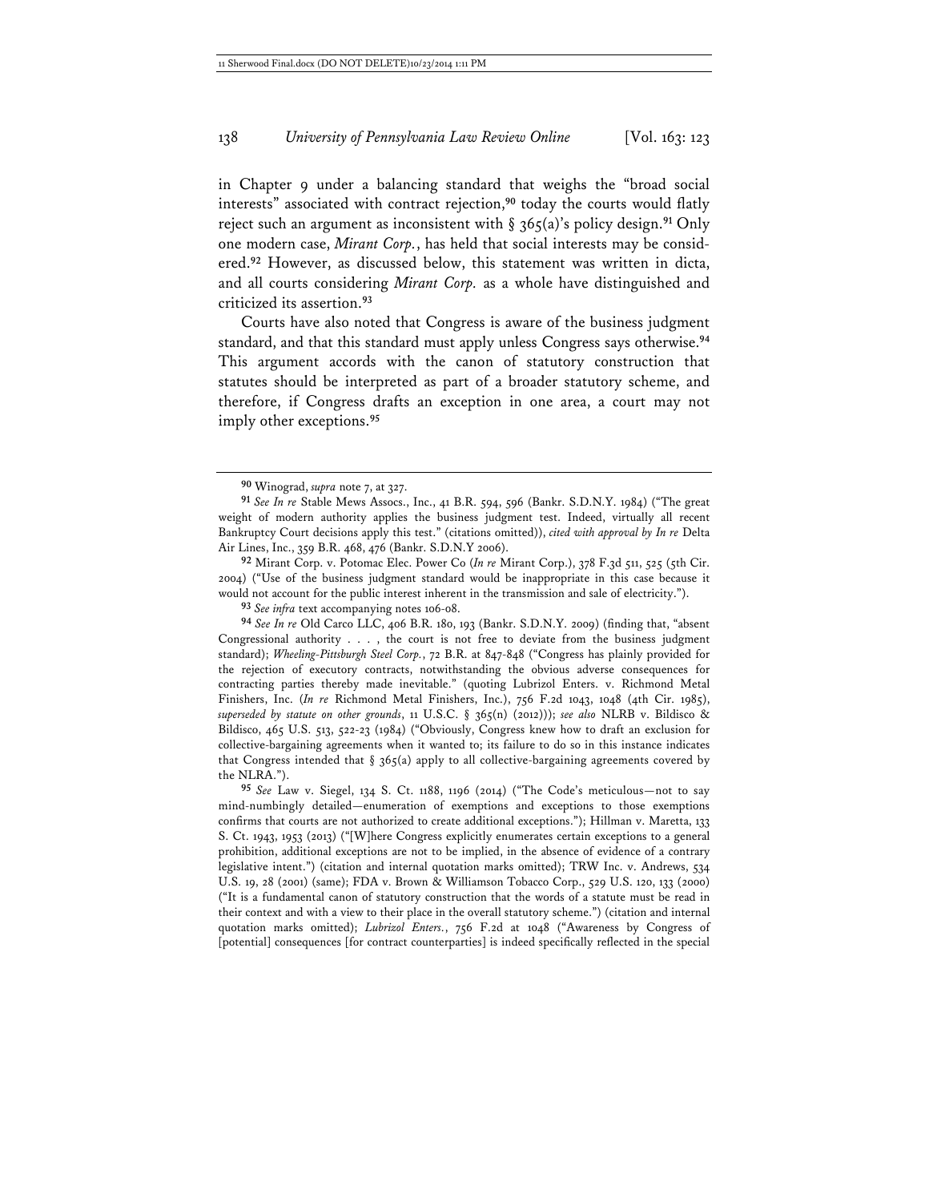in Chapter 9 under a balancing standard that weighs the "broad social interests" associated with contract rejection,[90] today the courts would flatly reject such an argument as inconsistent with § 365(a)'s policy design.[91] Only one modern case, *Mirant Corp.*, has held that social interests may be considered.[92] However, as discussed below, this statement was written in dicta, and all courts considering *Mirant Corp.* as a whole have distinguished and criticized its assertion.[93]

Courts have also noted that Congress is aware of the business judgment standard, and that this standard must apply unless Congress says otherwise.[94] This argument accords with the canon of statutory construction that statutes should be interpreted as part of a broader statutory scheme, and therefore, if Congress drafts an exception in one area, a court may not imply other exceptions.[95]

---

[90] Winograd, *supra* note 7, at 327.

[91] *See In re* Stable Mews Assocs., Inc., 41 B.R. 594, 596 (Bankr. S.D.N.Y. 1984) ("The great weight of modern authority applies the business judgment test. Indeed, virtually all recent Bankruptcy Court decisions apply this test." (citations omitted)), *cited with approval by In re* Delta Air Lines, Inc., 359 B.R. 468, 476 (Bankr. S.D.N.Y 2006).

[92] Mirant Corp. v. Potomac Elec. Power Co (*In re* Mirant Corp.), 378 F.3d 511, 525 (5th Cir. 2004) ("Use of the business judgment standard would be inappropriate in this case because it would not account for the public interest inherent in the transmission and sale of electricity.").

[93] *See infra* text accompanying notes 106-08.

[94] *See In re* Old Carco LLC, 406 B.R. 180, 193 (Bankr. S.D.N.Y. 2009) (finding that, "absent Congressional authority . . . , the court is not free to deviate from the business judgment standard); *Wheeling-Pittsburgh Steel Corp.*, 72 B.R. at 847-848 ("Congress has plainly provided for the rejection of executory contracts, notwithstanding the obvious adverse consequences for contracting parties thereby made inevitable." (quoting Lubrizol Enters. v. Richmond Metal Finishers, Inc. (*In re* Richmond Metal Finishers, Inc.), 756 F.2d 1043, 1048 (4th Cir. 1985), *superseded by statute on other grounds*, 11 U.S.C. § 365(n) (2012))); *see also* NLRB v. Bildisco & Bildisco, 465 U.S. 513, 522-23 (1984) ("Obviously, Congress knew how to draft an exclusion for collective-bargaining agreements when it wanted to; its failure to do so in this instance indicates that Congress intended that § 365(a) apply to all collective-bargaining agreements covered by the NLRA.").

[95] *See* Law v. Siegel, 134 S. Ct. 1188, 1196 (2014) ("The Code's meticulous—not to say mind-numbingly detailed—enumeration of exemptions and exceptions to those exemptions confirms that courts are not authorized to create additional exceptions."); Hillman v. Maretta, 133 S. Ct. 1943, 1953 (2013) ("[W]here Congress explicitly enumerates certain exceptions to a general prohibition, additional exceptions are not to be implied, in the absence of evidence of a contrary legislative intent.") (citation and internal quotation marks omitted); TRW Inc. v. Andrews, 534 U.S. 19, 28 (2001) (same); FDA v. Brown & Williamson Tobacco Corp., 529 U.S. 120, 133 (2000) ("It is a fundamental canon of statutory construction that the words of a statute must be read in their context and with a view to their place in the overall statutory scheme.") (citation and internal quotation marks omitted); *Lubrizol Enters.*, 756 F.2d at 1048 ("Awareness by Congress of [potential] consequences [for contract counterparties] is indeed specifically reflected in the special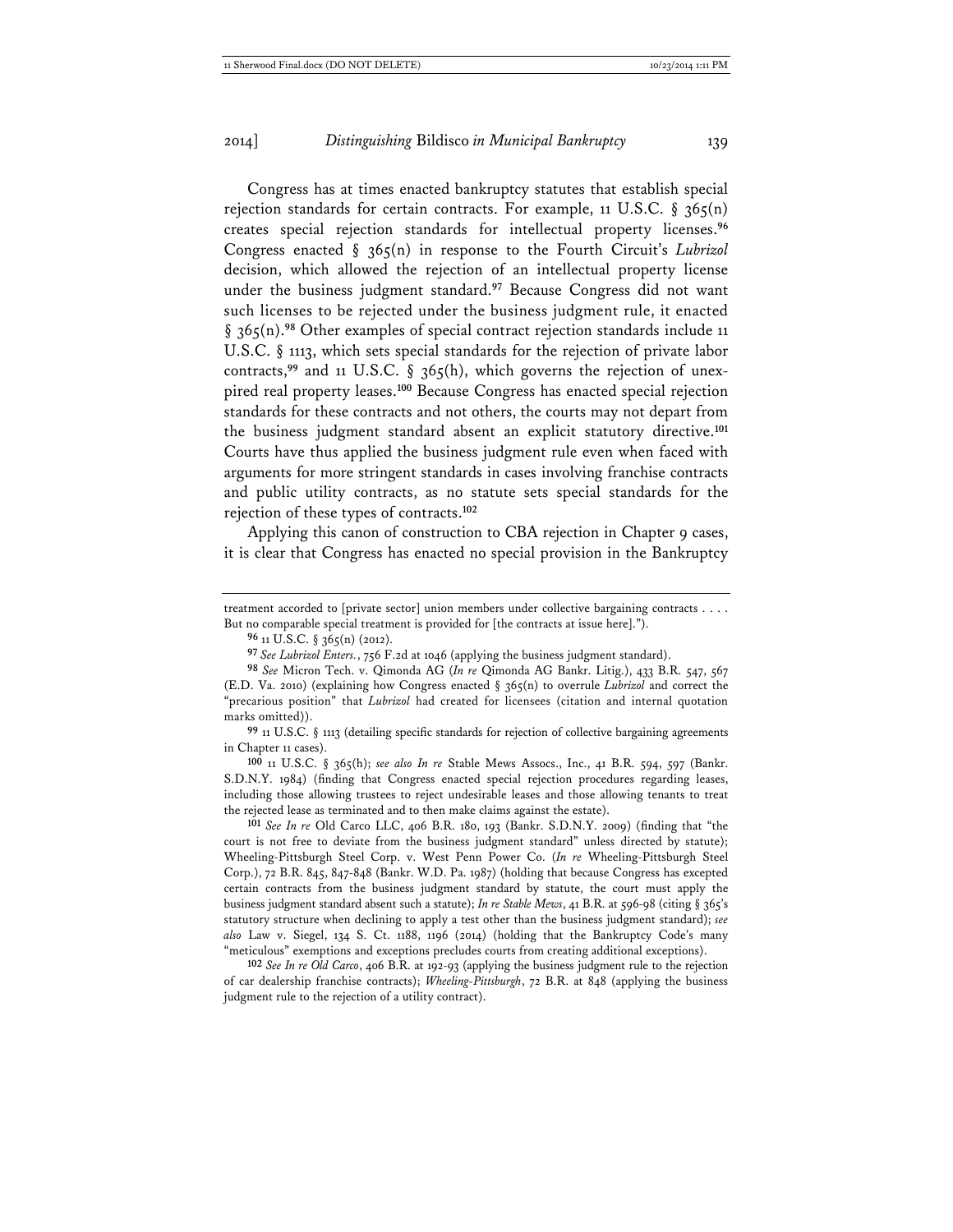Congress has at times enacted bankruptcy statutes that establish special rejection standards for certain contracts. For example, 11 U.S.C. § 365(n) creates special rejection standards for intellectual property licenses.[96] Congress enacted § 365(n) in response to the Fourth Circuit's *Lubrizol* decision, which allowed the rejection of an intellectual property license under the business judgment standard.[97] Because Congress did not want such licenses to be rejected under the business judgment rule, it enacted § 365(n).[98] Other examples of special contract rejection standards include 11 U.S.C. § 1113, which sets special standards for the rejection of private labor contracts,[99] and 11 U.S.C. § 365(h), which governs the rejection of unexpired real property leases.[100] Because Congress has enacted special rejection standards for these contracts and not others, the courts may not depart from the business judgment standard absent an explicit statutory directive.[101] Courts have thus applied the business judgment rule even when faced with arguments for more stringent standards in cases involving franchise contracts and public utility contracts, as no statute sets special standards for the rejection of these types of contracts.[102]

Applying this canon of construction to CBA rejection in Chapter 9 cases, it is clear that Congress has enacted no special provision in the Bankruptcy

---

treatment accorded to [private sector] union members under collective bargaining contracts . . . . But no comparable special treatment is provided for [the contracts at issue here].").

[96] 11 U.S.C. § 365(n) (2012).

[97] *See Lubrizol Enters.*, 756 F.2d at 1046 (applying the business judgment standard).

[98] *See* Micron Tech. v. Qimonda AG (*In re* Qimonda AG Bankr. Litig.), 433 B.R. 547, 567 (E.D. Va. 2010) (explaining how Congress enacted § 365(n) to overrule *Lubrizol* and correct the "precarious position" that *Lubrizol* had created for licensees (citation and internal quotation marks omitted)).

[99] 11 U.S.C. § 1113 (detailing specific standards for rejection of collective bargaining agreements in Chapter 11 cases).

[100] 11 U.S.C. § 365(h); *see also In re* Stable Mews Assocs., Inc., 41 B.R. 594, 597 (Bankr. S.D.N.Y. 1984) (finding that Congress enacted special rejection procedures regarding leases, including those allowing trustees to reject undesirable leases and those allowing tenants to treat the rejected lease as terminated and to then make claims against the estate).

[101] *See In re* Old Carco LLC, 406 B.R. 180, 193 (Bankr. S.D.N.Y. 2009) (finding that "the court is not free to deviate from the business judgment standard" unless directed by statute); Wheeling-Pittsburgh Steel Corp. v. West Penn Power Co. (*In re* Wheeling-Pittsburgh Steel Corp.), 72 B.R. 845, 847-848 (Bankr. W.D. Pa. 1987) (holding that because Congress has excepted certain contracts from the business judgment standard by statute, the court must apply the business judgment standard absent such a statute); *In re Stable Mews*, 41 B.R. at 596-98 (citing § 365's statutory structure when declining to apply a test other than the business judgment standard); *see also* Law v. Siegel, 134 S. Ct. 1188, 1196 (2014) (holding that the Bankruptcy Code's many "meticulous" exemptions and exceptions precludes courts from creating additional exceptions).

[102] *See In re Old Carco*, 406 B.R. at 192-93 (applying the business judgment rule to the rejection of car dealership franchise contracts); *Wheeling-Pittsburgh*, 72 B.R. at 848 (applying the business judgment rule to the rejection of a utility contract).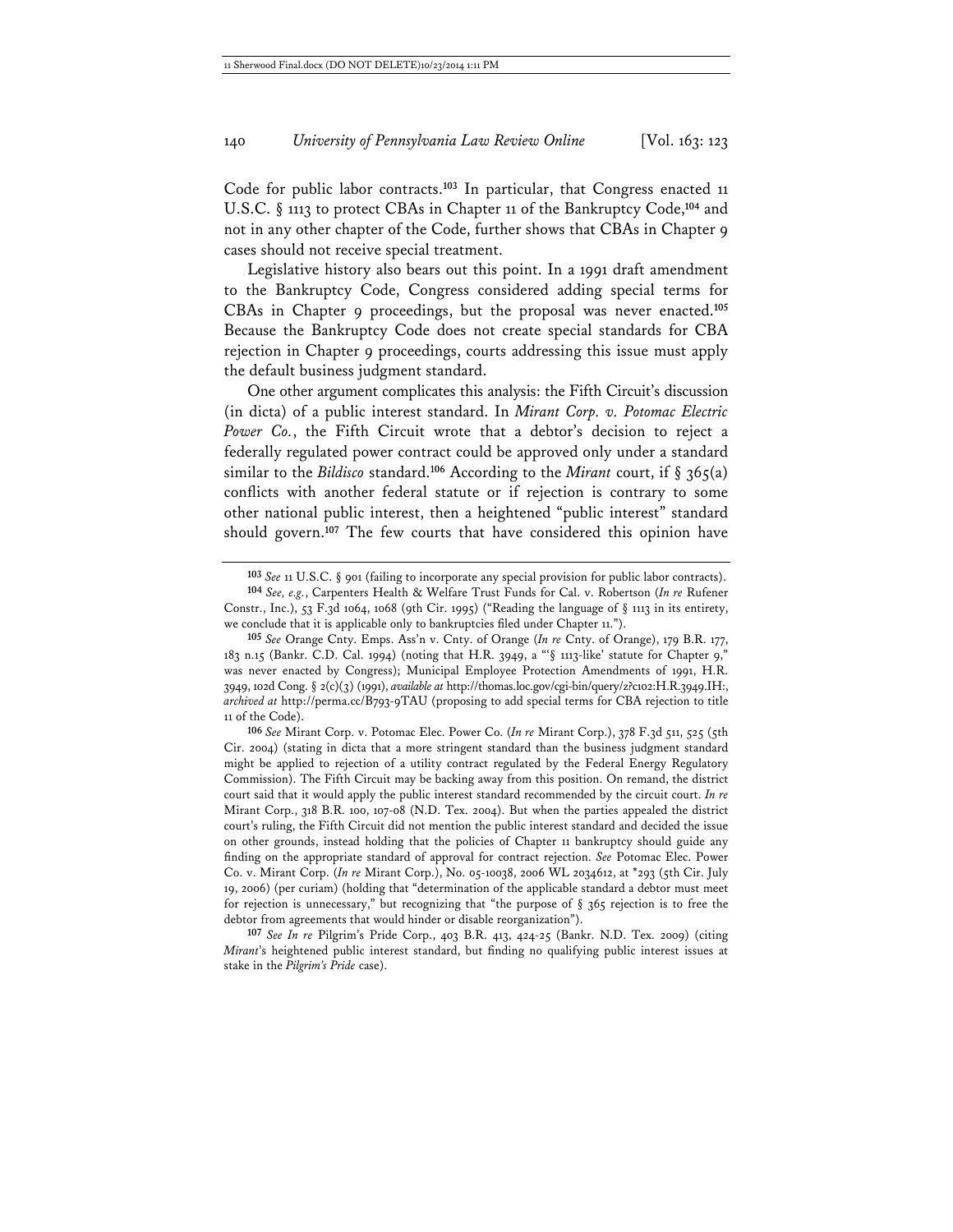Code for public labor contracts.[103] In particular, that Congress enacted 11 U.S.C. § 1113 to protect CBAs in Chapter 11 of the Bankruptcy Code,[104] and not in any other chapter of the Code, further shows that CBAs in Chapter 9 cases should not receive special treatment.

Legislative history also bears out this point. In a 1991 draft amendment to the Bankruptcy Code, Congress considered adding special terms for CBAs in Chapter 9 proceedings, but the proposal was never enacted.[105] Because the Bankruptcy Code does not create special standards for CBA rejection in Chapter 9 proceedings, courts addressing this issue must apply the default business judgment standard.

One other argument complicates this analysis: the Fifth Circuit's discussion (in dicta) of a public interest standard. In *Mirant Corp. v. Potomac Electric Power Co.*, the Fifth Circuit wrote that a debtor's decision to reject a federally regulated power contract could be approved only under a standard similar to the *Bildisco* standard.[106] According to the *Mirant* court, if § 365(a) conflicts with another federal statute or if rejection is contrary to some other national public interest, then a heightened "public interest" standard should govern.[107] The few courts that have considered this opinion have

---

[103] *See* 11 U.S.C. § 901 (failing to incorporate any special provision for public labor contracts).

[104] *See, e.g.*, Carpenters Health & Welfare Trust Funds for Cal. v. Robertson (*In re* Rufener Constr., Inc.), 53 F.3d 1064, 1068 (9th Cir. 1995) ("Reading the language of § 1113 in its entirety, we conclude that it is applicable only to bankruptcies filed under Chapter 11.").

[105] *See* Orange Cnty. Emps. Ass'n v. Cnty. of Orange (*In re* Cnty. of Orange), 179 B.R. 177, 183 n.15 (Bankr. C.D. Cal. 1994) (noting that H.R. 3949, a "'§ 1113-like' statute for Chapter 9," was never enacted by Congress); Municipal Employee Protection Amendments of 1991, H.R. 3949, 102d Cong. § 2(c)(3) (1991), *available at* http://thomas.loc.gov/cgi-bin/query/z?c102:H.R.3949.IH:, *archived at* http://perma.cc/B793-9TAU (proposing to add special terms for CBA rejection to title 11 of the Code).

[106] *See* Mirant Corp. v. Potomac Elec. Power Co. (*In re* Mirant Corp.), 378 F.3d 511, 525 (5th Cir. 2004) (stating in dicta that a more stringent standard than the business judgment standard might be applied to rejection of a utility contract regulated by the Federal Energy Regulatory Commission). The Fifth Circuit may be backing away from this position. On remand, the district court said that it would apply the public interest standard recommended by the circuit court. *In re* Mirant Corp., 318 B.R. 100, 107-08 (N.D. Tex. 2004). But when the parties appealed the district court's ruling, the Fifth Circuit did not mention the public interest standard and decided the issue on other grounds, instead holding that the policies of Chapter 11 bankruptcy should guide any finding on the appropriate standard of approval for contract rejection. *See* Potomac Elec. Power Co. v. Mirant Corp. (*In re* Mirant Corp.), No. 05-10038, 2006 WL 2034612, at *293 (5th Cir. July 19, 2006) (per curiam) (holding that "determination of the applicable standard a debtor must meet for rejection is unnecessary," but recognizing that "the purpose of § 365 rejection is to free the debtor from agreements that would hinder or disable reorganization").

[107] *See In re* Pilgrim's Pride Corp., 403 B.R. 413, 424-25 (Bankr. N.D. Tex. 2009) (citing *Mirant*'s heightened public interest standard, but finding no qualifying public interest issues at stake in the *Pilgrim's Pride* case).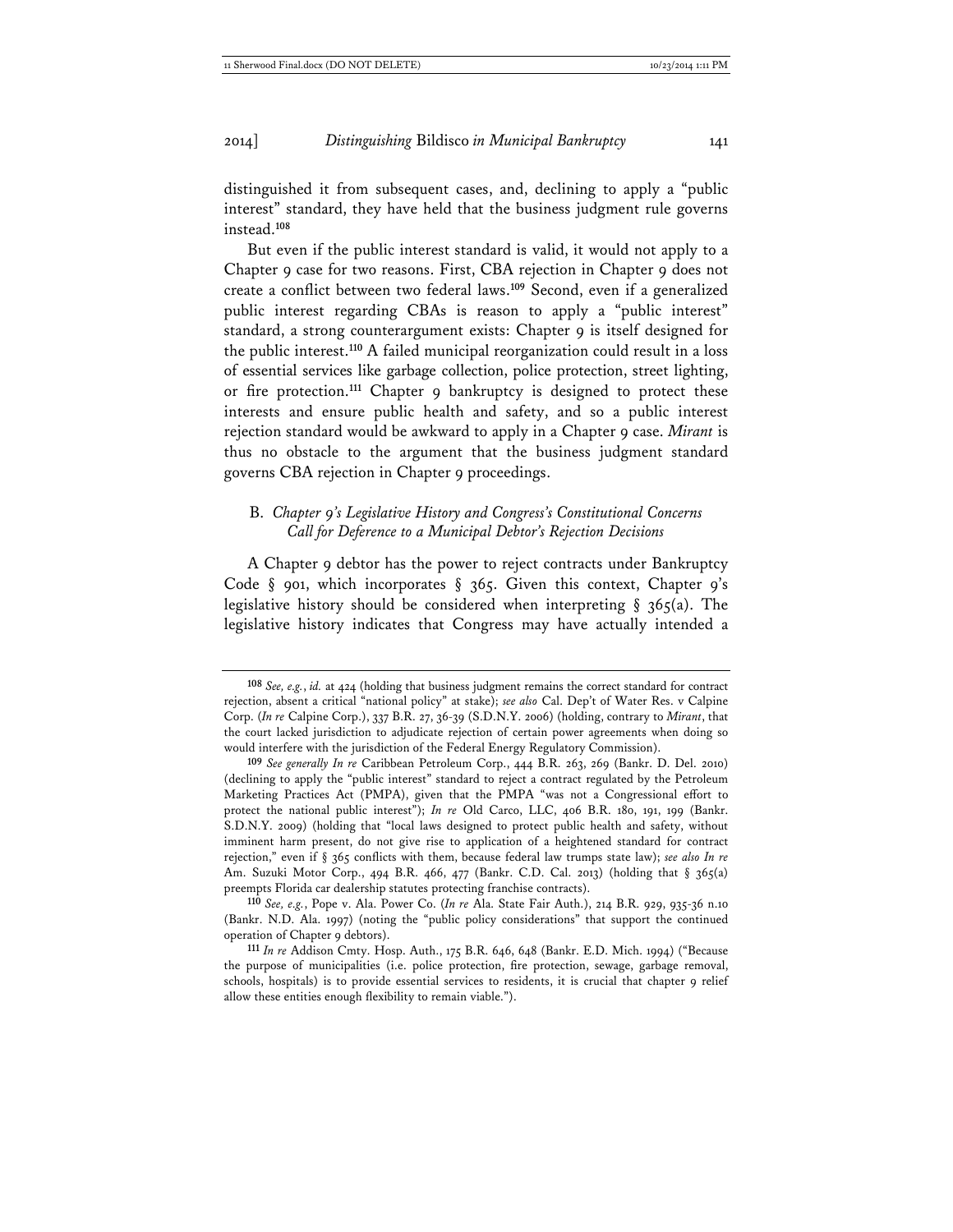distinguished it from subsequent cases, and, declining to apply a "public interest" standard, they have held that the business judgment rule governs instead.[108]

But even if the public interest standard is valid, it would not apply to a Chapter 9 case for two reasons. First, CBA rejection in Chapter 9 does not create a conflict between two federal laws.[109] Second, even if a generalized public interest regarding CBAs is reason to apply a "public interest" standard, a strong counterargument exists: Chapter 9 is itself designed for the public interest.[110] A failed municipal reorganization could result in a loss of essential services like garbage collection, police protection, street lighting, or fire protection.[111] Chapter 9 bankruptcy is designed to protect these interests and ensure public health and safety, and so a public interest rejection standard would be awkward to apply in a Chapter 9 case. *Mirant* is thus no obstacle to the argument that the business judgment standard governs CBA rejection in Chapter 9 proceedings.

### B. *Chapter 9's Legislative History and Congress's Constitutional Concerns Call for Deference to a Municipal Debtor's Rejection Decisions*

A Chapter 9 debtor has the power to reject contracts under Bankruptcy Code § 901, which incorporates § 365. Given this context, Chapter 9's legislative history should be considered when interpreting § 365(a). The legislative history indicates that Congress may have actually intended a

---

108 *See, e.g.*, *id.* at 424 (holding that business judgment remains the correct standard for contract rejection, absent a critical "national policy" at stake); *see also* Cal. Dep't of Water Res. v Calpine Corp. (*In re* Calpine Corp.), 337 B.R. 27, 36-39 (S.D.N.Y. 2006) (holding, contrary to *Mirant*, that the court lacked jurisdiction to adjudicate rejection of certain power agreements when doing so would interfere with the jurisdiction of the Federal Energy Regulatory Commission).

109 *See generally In re* Caribbean Petroleum Corp., 444 B.R. 263, 269 (Bankr. D. Del. 2010) (declining to apply the "public interest" standard to reject a contract regulated by the Petroleum Marketing Practices Act (PMPA), given that the PMPA "was not a Congressional effort to protect the national public interest"); *In re* Old Carco, LLC, 406 B.R. 180, 191, 199 (Bankr. S.D.N.Y. 2009) (holding that "local laws designed to protect public health and safety, without imminent harm present, do not give rise to application of a heightened standard for contract rejection," even if § 365 conflicts with them, because federal law trumps state law); *see also In re* Am. Suzuki Motor Corp., 494 B.R. 466, 477 (Bankr. C.D. Cal. 2013) (holding that § 365(a) preempts Florida car dealership statutes protecting franchise contracts).

110 *See, e.g.*, Pope v. Ala. Power Co. (*In re* Ala. State Fair Auth.), 214 B.R. 929, 935-36 n.10 (Bankr. N.D. Ala. 1997) (noting the "public policy considerations" that support the continued operation of Chapter 9 debtors).

111 *In re* Addison Cmty. Hosp. Auth., 175 B.R. 646, 648 (Bankr. E.D. Mich. 1994) ("Because the purpose of municipalities (i.e. police protection, fire protection, sewage, garbage removal, schools, hospitals) is to provide essential services to residents, it is crucial that chapter 9 relief allow these entities enough flexibility to remain viable.").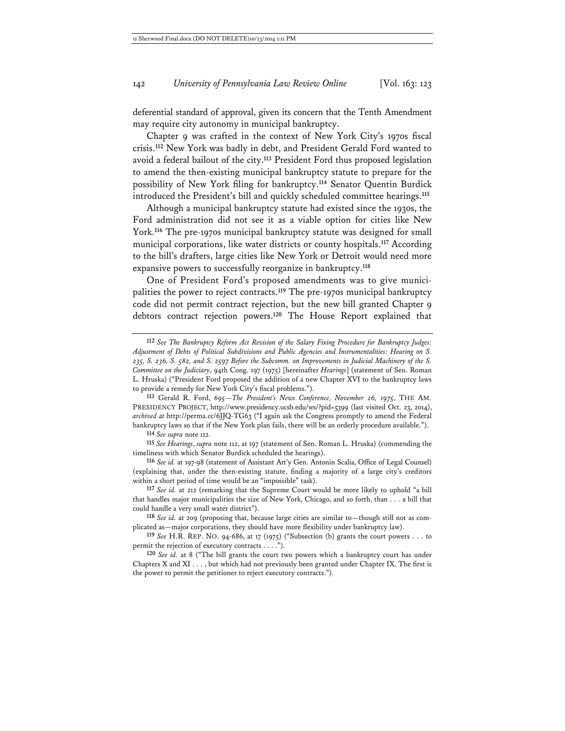deferential standard of approval, given its concern that the Tenth Amendment may require city autonomy in municipal bankruptcy.

Chapter 9 was crafted in the context of New York City's 1970s fiscal crisis.[112] New York was badly in debt, and President Gerald Ford wanted to avoid a federal bailout of the city.[113] President Ford thus proposed legislation to amend the then-existing municipal bankruptcy statute to prepare for the possibility of New York filing for bankruptcy.[114] Senator Quentin Burdick introduced the President's bill and quickly scheduled committee hearings.[115]

Although a municipal bankruptcy statute had existed since the 1930s, the Ford administration did not see it as a viable option for cities like New York.[116] The pre-1970s municipal bankruptcy statute was designed for small municipal corporations, like water districts or county hospitals.[117] According to the bill's drafters, large cities like New York or Detroit would need more expansive powers to successfully reorganize in bankruptcy.[118]

One of President Ford's proposed amendments was to give municipalities the power to reject contracts.[119] The pre-1970s municipal bankruptcy code did not permit contract rejection, but the new bill granted Chapter 9 debtors contract rejection powers.[120] The House Report explained that

---

[112] *See The Bankruptcy Reform Act Revision of the Salary Fixing Procedure for Bankruptcy Judges: Adjustment of Debts of Political Subdivisions and Public Agencies and Instrumentalities: Hearing on S. 235, S. 236, S. 582, and S. 2597 Before the Subcomm. on Improvements in Judicial Machinery of the S. Committee on the Judiciary*, 94th Cong. 197 (1975) [hereinafter *Hearings*] (statement of Sen. Roman L. Hruska) ("President Ford proposed the addition of a new Chapter XVI to the bankruptcy laws to provide a remedy for New York City's fiscal problems.").

[113] Gerald R. Ford, *695—The President's News Conference, November 26, 1975*, THE AM. PRESIDENCY PROJECT, http://www.presidency.ucsb.edu/ws/?pid=5399 (last visited Oct. 23, 2014), *archived at* http://perma.cc/6JJQ-TG63 ("I again ask the Congress promptly to amend the Federal bankruptcy laws so that if the New York plan fails, there will be an orderly procedure available.").

[114] *See supra* note 112.

[115] *See Hearings*, *supra* note 112, at 197 (statement of Sen. Roman L. Hruska) (commending the timeliness with which Senator Burdick scheduled the hearings).

[116] *See id.* at 197-98 (statement of Assistant Att'y Gen. Antonin Scalia, Office of Legal Counsel) (explaining that, under the then-existing statute, finding a majority of a large city's creditors within a short period of time would be an "impossible" task).

[117] *See id.* at 212 (remarking that the Supreme Court would be more likely to uphold "a bill that handles major municipalities the size of New York, Chicago, and so forth, than . . . a bill that could handle a very small water district").

[118] *See id.* at 209 (proposing that, because large cities are similar to—though still not as complicated as—major corporations, they should have more flexibility under bankruptcy law).

[119] *See* H.R. REP. NO. 94-686, at 17 (1975) ("Subsection (b) grants the court powers . . . to permit the rejection of executory contracts . . . .").

[120] *See id.* at 8 ("The bill grants the court two powers which a bankruptcy court has under Chapters X and XI . . . , but which had not previously been granted under Chapter IX. The first is the power to permit the petitioner to reject executory contracts.").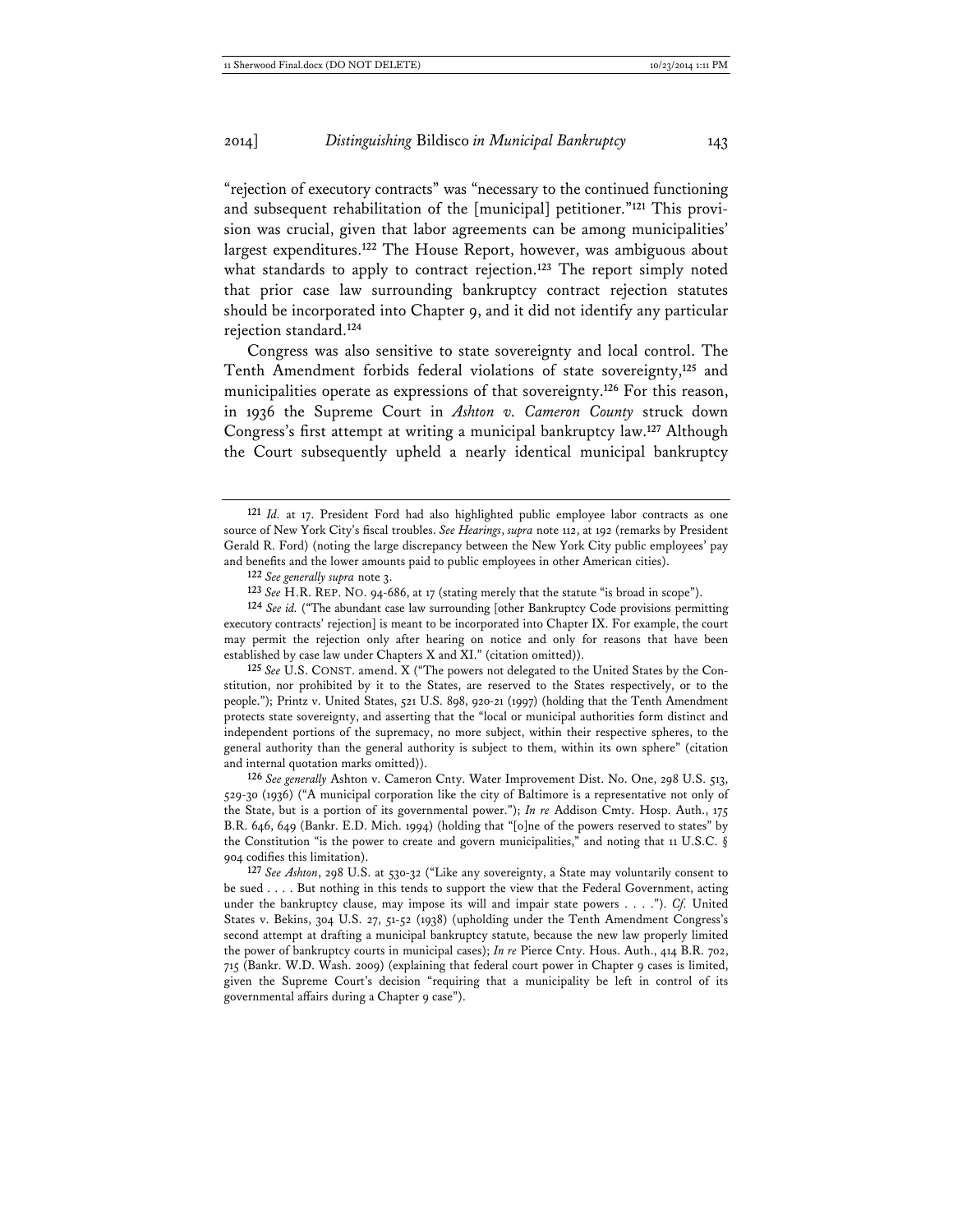"rejection of executory contracts" was "necessary to the continued functioning and subsequent rehabilitation of the [municipal] petitioner."[121] This provision was crucial, given that labor agreements can be among municipalities' largest expenditures.[122] The House Report, however, was ambiguous about what standards to apply to contract rejection.[123] The report simply noted that prior case law surrounding bankruptcy contract rejection statutes should be incorporated into Chapter 9, and it did not identify any particular rejection standard.[124]

Congress was also sensitive to state sovereignty and local control. The Tenth Amendment forbids federal violations of state sovereignty,[125] and municipalities operate as expressions of that sovereignty.[126] For this reason, in 1936 the Supreme Court in *Ashton v. Cameron County* struck down Congress's first attempt at writing a municipal bankruptcy law.[127] Although the Court subsequently upheld a nearly identical municipal bankruptcy

---

[121] *Id.* at 17. President Ford had also highlighted public employee labor contracts as one source of New York City's fiscal troubles. *See Hearings*, *supra* note 112, at 192 (remarks by President Gerald R. Ford) (noting the large discrepancy between the New York City public employees' pay and benefits and the lower amounts paid to public employees in other American cities).

[122] *See generally supra* note 3.

[123] *See* H.R. REP. NO. 94-686, at 17 (stating merely that the statute "is broad in scope").

[124] *See id.* ("The abundant case law surrounding [other Bankruptcy Code provisions permitting executory contracts' rejection] is meant to be incorporated into Chapter IX. For example, the court may permit the rejection only after hearing on notice and only for reasons that have been established by case law under Chapters X and XI." (citation omitted)).

[125] *See* U.S. CONST. amend. X ("The powers not delegated to the United States by the Constitution, nor prohibited by it to the States, are reserved to the States respectively, or to the people."); Printz v. United States, 521 U.S. 898, 920-21 (1997) (holding that the Tenth Amendment protects state sovereignty, and asserting that the "local or municipal authorities form distinct and independent portions of the supremacy, no more subject, within their respective spheres, to the general authority than the general authority is subject to them, within its own sphere" (citation and internal quotation marks omitted)).

[126] *See generally* Ashton v. Cameron Cnty. Water Improvement Dist. No. One, 298 U.S. 513, 529-30 (1936) ("A municipal corporation like the city of Baltimore is a representative not only of the State, but is a portion of its governmental power."); *In re* Addison Cmty. Hosp. Auth., 175 B.R. 646, 649 (Bankr. E.D. Mich. 1994) (holding that "[o]ne of the powers reserved to states" by the Constitution "is the power to create and govern municipalities," and noting that 11 U.S.C. § 904 codifies this limitation).

[127] *See Ashton*, 298 U.S. at 530-32 ("Like any sovereignty, a State may voluntarily consent to be sued . . . . But nothing in this tends to support the view that the Federal Government, acting under the bankruptcy clause, may impose its will and impair state powers . . . ."). *Cf.* United States v. Bekins, 304 U.S. 27, 51-52 (1938) (upholding under the Tenth Amendment Congress's second attempt at drafting a municipal bankruptcy statute, because the new law properly limited the power of bankruptcy courts in municipal cases); *In re* Pierce Cnty. Hous. Auth., 414 B.R. 702, 715 (Bankr. W.D. Wash. 2009) (explaining that federal court power in Chapter 9 cases is limited, given the Supreme Court's decision "requiring that a municipality be left in control of its governmental affairs during a Chapter 9 case").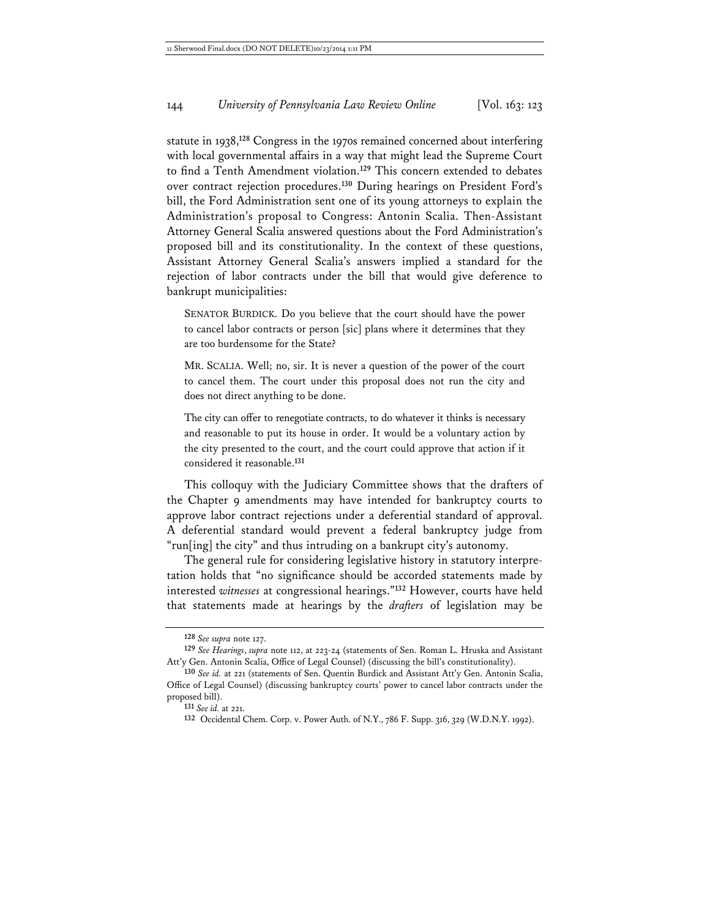statute in 1938,[128] Congress in the 1970s remained concerned about interfering with local governmental affairs in a way that might lead the Supreme Court to find a Tenth Amendment violation.[129] This concern extended to debates over contract rejection procedures.[130] During hearings on President Ford's bill, the Ford Administration sent one of its young attorneys to explain the Administration's proposal to Congress: Antonin Scalia. Then-Assistant Attorney General Scalia answered questions about the Ford Administration's proposed bill and its constitutionality. In the context of these questions, Assistant Attorney General Scalia's answers implied a standard for the rejection of labor contracts under the bill that would give deference to bankrupt municipalities:

> SENATOR BURDICK. Do you believe that the court should have the power to cancel labor contracts or person [sic] plans where it determines that they are too burdensome for the State?
>
> MR. SCALIA. Well; no, sir. It is never a question of the power of the court to cancel them. The court under this proposal does not run the city and does not direct anything to be done.
>
> The city can offer to renegotiate contracts, to do whatever it thinks is necessary and reasonable to put its house in order. It would be a voluntary action by the city presented to the court, and the court could approve that action if it considered it reasonable.[131]

This colloquy with the Judiciary Committee shows that the drafters of the Chapter 9 amendments may have intended for bankruptcy courts to approve labor contract rejections under a deferential standard of approval. A deferential standard would prevent a federal bankruptcy judge from "run[ing] the city" and thus intruding on a bankrupt city's autonomy.

The general rule for considering legislative history in statutory interpretation holds that "no significance should be accorded statements made by interested *witnesses* at congressional hearings."[132] However, courts have held that statements made at hearings by the *drafters* of legislation may be

---

128 *See supra* note 127.

129 *See Hearings*, *supra* note 112, at 223-24 (statements of Sen. Roman L. Hruska and Assistant Att'y Gen. Antonin Scalia, Office of Legal Counsel) (discussing the bill's constitutionality).

130 *See id.* at 221 (statements of Sen. Quentin Burdick and Assistant Att'y Gen. Antonin Scalia, Office of Legal Counsel) (discussing bankruptcy courts' power to cancel labor contracts under the proposed bill).

131 *See id.* at 221.

132 Occidental Chem. Corp. v. Power Auth. of N.Y., 786 F. Supp. 316, 329 (W.D.N.Y. 1992).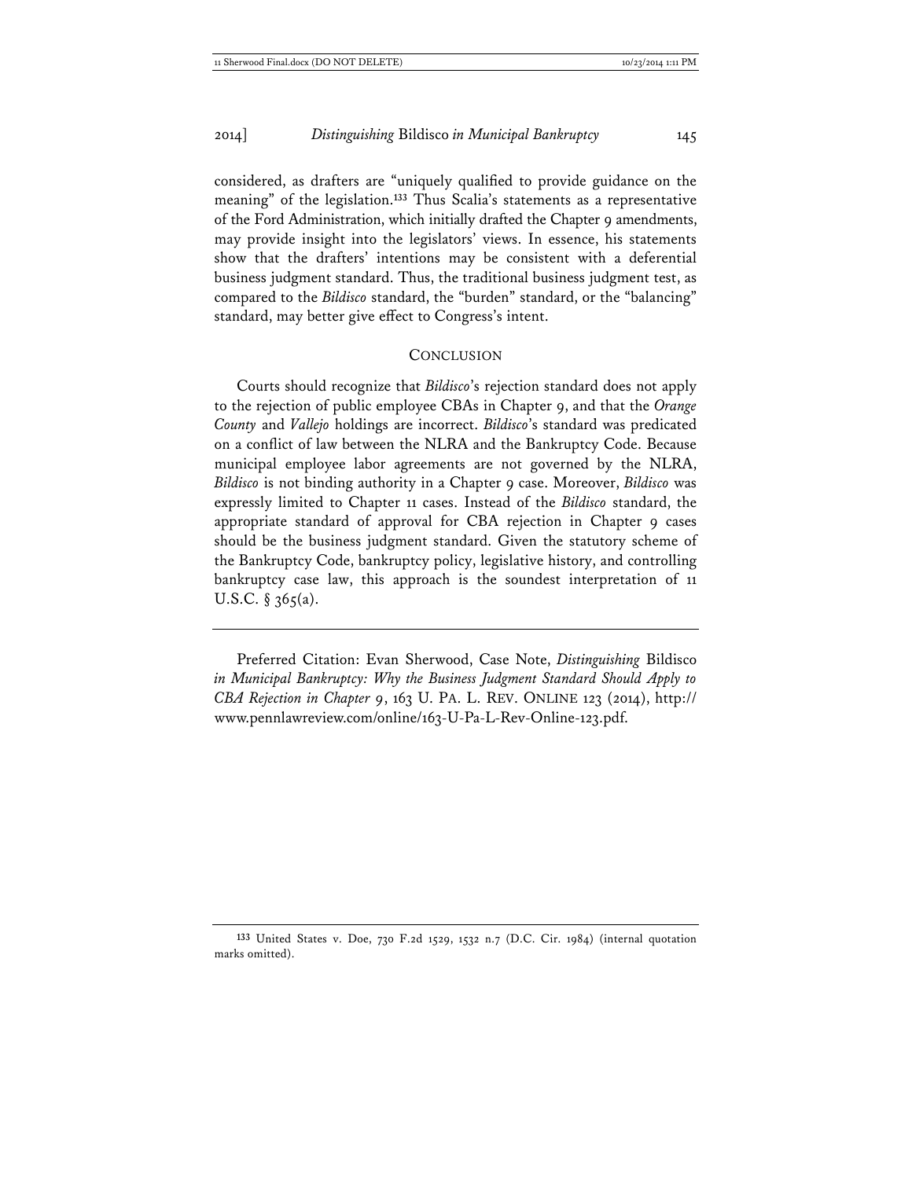considered, as drafters are "uniquely qualified to provide guidance on the meaning" of the legislation.[133] Thus Scalia's statements as a representative of the Ford Administration, which initially drafted the Chapter 9 amendments, may provide insight into the legislators' views. In essence, his statements show that the drafters' intentions may be consistent with a deferential business judgment standard. Thus, the traditional business judgment test, as compared to the *Bildisco* standard, the "burden" standard, or the "balancing" standard, may better give effect to Congress's intent.

## CONCLUSION

Courts should recognize that *Bildisco*'s rejection standard does not apply to the rejection of public employee CBAs in Chapter 9, and that the *Orange County* and *Vallejo* holdings are incorrect. *Bildisco*'s standard was predicated on a conflict of law between the NLRA and the Bankruptcy Code. Because municipal employee labor agreements are not governed by the NLRA, *Bildisco* is not binding authority in a Chapter 9 case. Moreover, *Bildisco* was expressly limited to Chapter 11 cases. Instead of the *Bildisco* standard, the appropriate standard of approval for CBA rejection in Chapter 9 cases should be the business judgment standard. Given the statutory scheme of the Bankruptcy Code, bankruptcy policy, legislative history, and controlling bankruptcy case law, this approach is the soundest interpretation of 11 U.S.C. § 365(a).

---

Preferred Citation: Evan Sherwood, Case Note, *Distinguishing* Bildisco *in Municipal Bankruptcy: Why the Business Judgment Standard Should Apply to CBA Rejection in Chapter 9*, 163 U. PA. L. REV. ONLINE 123 (2014), http://www.pennlawreview.com/online/163-U-Pa-L-Rev-Online-123.pdf.

---

[133] United States v. Doe, 730 F.2d 1529, 1532 n.7 (D.C. Cir. 1984) (internal quotation marks omitted).